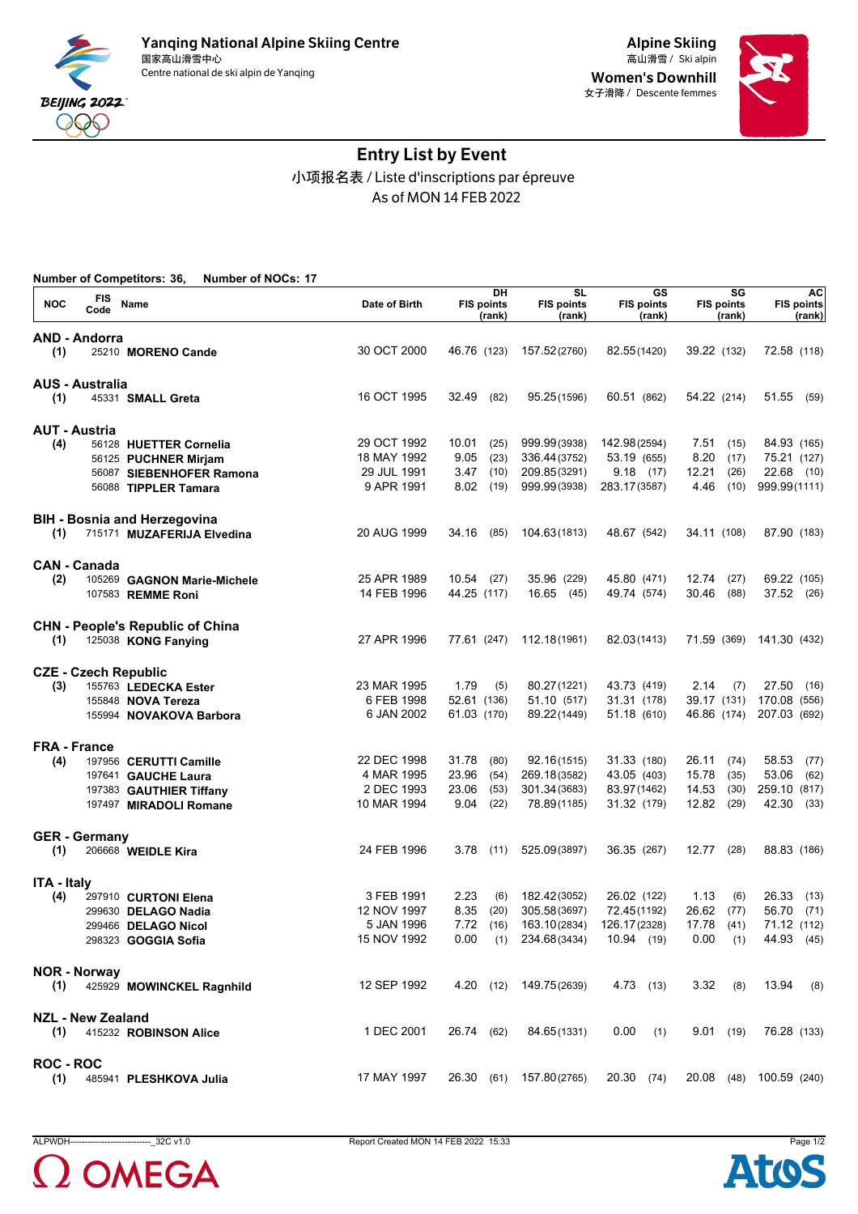Yanqing National Alpine Skiing Centre
国家高山滑雪中心
Centre national de ski alpin de Yanqing

Alpine Skiing
高山滑雪 / Ski alpin
Women's Downhill
女子滑降 / Descente femmes

# Entry List by Event

小项报名表 / Liste d'inscriptions par épreuve
As of MON 14 FEB 2022

**Number of Competitors: 36, Number of NOCs: 17**

| NOC | FIS Code | Name | Date of Birth | DH FIS points (rank) | SL FIS points (rank) | GS FIS points (rank) | SG FIS points (rank) | AC FIS points (rank) |
|---|---|---|---|---|---|---|---|---|
| **AND - Andorra** | | | | | | | | |
| (1) | 25210 | **MORENO Cande** | 30 OCT 2000 | 46.76 (123) | 157.52 (2760) | 82.55 (1420) | 39.22 (132) | 72.58 (118) |
| **AUS - Australia** | | | | | | | | |
| (1) | 45331 | **SMALL Greta** | 16 OCT 1995 | 32.49 (82) | 95.25 (1596) | 60.51 (862) | 54.22 (214) | 51.55 (59) |
| **AUT - Austria** | | | | | | | | |
| (4) | 56128 | **HUETTER Cornelia** | 29 OCT 1992 | 10.01 (25) | 999.99 (3938) | 142.98 (2594) | 7.51 (15) | 84.93 (165) |
| | 56125 | **PUCHNER Mirjam** | 18 MAY 1992 | 9.05 (23) | 336.44 (3752) | 53.19 (655) | 8.20 (17) | 75.21 (127) |
| | 56087 | **SIEBENHOFER Ramona** | 29 JUL 1991 | 3.47 (10) | 209.85 (3291) | 9.18 (17) | 12.21 (26) | 22.68 (10) |
| | 56088 | **TIPPLER Tamara** | 9 APR 1991 | 8.02 (19) | 999.99 (3938) | 283.17 (3587) | 4.46 (10) | 999.99 (1111) |
| **BIH - Bosnia and Herzegovina** | | | | | | | | |
| (1) | 715171 | **MUZAFERIJA Elvedina** | 20 AUG 1999 | 34.16 (85) | 104.63 (1813) | 48.67 (542) | 34.11 (108) | 87.90 (183) |
| **CAN - Canada** | | | | | | | | |
| (2) | 105269 | **GAGNON Marie-Michele** | 25 APR 1989 | 10.54 (27) | 35.96 (229) | 45.80 (471) | 12.74 (27) | 69.22 (105) |
| | 107583 | **REMME Roni** | 14 FEB 1996 | 44.25 (117) | 16.65 (45) | 49.74 (574) | 30.46 (88) | 37.52 (26) |
| **CHN - People's Republic of China** | | | | | | | | |
| (1) | 125038 | **KONG Fanying** | 27 APR 1996 | 77.61 (247) | 112.18 (1961) | 82.03 (1413) | 71.59 (369) | 141.30 (432) |
| **CZE - Czech Republic** | | | | | | | | |
| (3) | 155763 | **LEDECKA Ester** | 23 MAR 1995 | 1.79 (5) | 80.27 (1221) | 43.73 (419) | 2.14 (7) | 27.50 (16) |
| | 155848 | **NOVA Tereza** | 6 FEB 1998 | 52.61 (136) | 51.10 (517) | 31.31 (178) | 39.17 (131) | 170.08 (556) |
| | 155994 | **NOVAKOVA Barbora** | 6 JAN 2002 | 61.03 (170) | 89.22 (1449) | 51.18 (610) | 46.86 (174) | 207.03 (692) |
| **FRA - France** | | | | | | | | |
| (4) | 197956 | **CERUTTI Camille** | 22 DEC 1998 | 31.78 (80) | 92.16 (1515) | 31.33 (180) | 26.11 (74) | 58.53 (77) |
| | 197641 | **GAUCHE Laura** | 4 MAR 1995 | 23.96 (54) | 269.18 (3582) | 43.05 (403) | 15.78 (35) | 53.06 (62) |
| | 197383 | **GAUTHIER Tiffany** | 2 DEC 1993 | 23.06 (53) | 301.34 (3683) | 83.97 (1462) | 14.53 (30) | 259.10 (817) |
| | 197497 | **MIRADOLI Romane** | 10 MAR 1994 | 9.04 (22) | 78.89 (1185) | 31.32 (179) | 12.82 (29) | 42.30 (33) |
| **GER - Germany** | | | | | | | | |
| (1) | 206668 | **WEIDLE Kira** | 24 FEB 1996 | 3.78 (11) | 525.09 (3897) | 36.35 (267) | 12.77 (28) | 88.83 (186) |
| **ITA - Italy** | | | | | | | | |
| (4) | 297910 | **CURTONI Elena** | 3 FEB 1991 | 2.23 (6) | 182.42 (3052) | 26.02 (122) | 1.13 (6) | 26.33 (13) |
| | 299630 | **DELAGO Nadia** | 12 NOV 1997 | 8.35 (20) | 305.58 (3697) | 72.45 (1192) | 26.62 (77) | 56.70 (71) |
| | 299466 | **DELAGO Nicol** | 5 JAN 1996 | 7.72 (16) | 163.10 (2834) | 126.17 (2328) | 17.78 (41) | 71.12 (112) |
| | 298323 | **GOGGIA Sofia** | 15 NOV 1992 | 0.00 (1) | 234.68 (3434) | 10.94 (19) | 0.00 (1) | 44.93 (45) |
| **NOR - Norway** | | | | | | | | |
| (1) | 425929 | **MOWINCKEL Ragnhild** | 12 SEP 1992 | 4.20 (12) | 149.75 (2639) | 4.73 (13) | 3.32 (8) | 13.94 (8) |
| **NZL - New Zealand** | | | | | | | | |
| (1) | 415232 | **ROBINSON Alice** | 1 DEC 2001 | 26.74 (62) | 84.65 (1331) | 0.00 (1) | 9.01 (19) | 76.28 (133) |
| **ROC - ROC** | | | | | | | | |
| (1) | 485941 | **PLESHKOVA Julia** | 17 MAY 1997 | 26.30 (61) | 157.80 (2765) | 20.30 (74) | 20.08 (48) | 100.59 (240) |

ALPWDH---------------------------_32C v1.0 Report Created MON 14 FEB 2022 15:33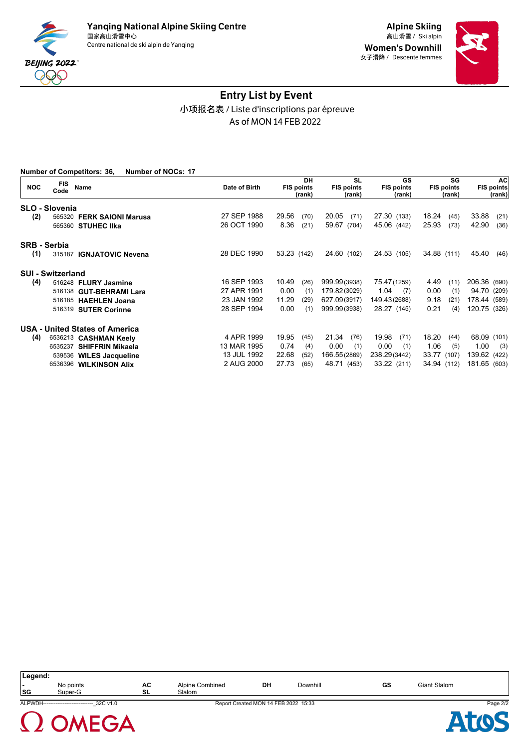Yanqing National Alpine Skiing Centre
国家高山滑雪中心
Centre national de ski alpin de Yanqing

Alpine Skiing
高山滑雪 / Ski alpin
Women's Downhill
女子滑降 / Descente femmes

# Entry List by Event

小项报名表 / Liste d'inscriptions par épreuve
As of MON 14 FEB 2022

**Number of Competitors: 36, Number of NOCs: 17**

| NOC | FIS Code | Name | Date of Birth | DH FIS points (rank) | SL FIS points (rank) | GS FIS points (rank) | SG FIS points (rank) | AC FIS points (rank) |
|---|---|---|---|---|---|---|---|---|
| **SLO - Slovenia** | | | | | | | | |
| (2) | 565320 | **FERK SAIONI Marusa** | 27 SEP 1988 | 29.56 (70) | 20.05 (71) | 27.30 (133) | 18.24 (45) | 33.88 (21) |
| | 565360 | **STUHEC Ilka** | 26 OCT 1990 | 8.36 (21) | 59.67 (704) | 45.06 (442) | 25.93 (73) | 42.90 (36) |
| **SRB - Serbia** | | | | | | | | |
| (1) | 315187 | **IGNJATOVIC Nevena** | 28 DEC 1990 | 53.23 (142) | 24.60 (102) | 24.53 (105) | 34.88 (111) | 45.40 (46) |
| **SUI - Switzerland** | | | | | | | | |
| (4) | 516248 | **FLURY Jasmine** | 16 SEP 1993 | 10.49 (26) | 999.99 (3938) | 75.47 (1259) | 4.49 (11) | 206.36 (690) |
| | 516138 | **GUT-BEHRAMI Lara** | 27 APR 1991 | 0.00 (1) | 179.82 (3029) | 1.04 (7) | 0.00 (1) | 94.70 (209) |
| | 516185 | **HAEHLEN Joana** | 23 JAN 1992 | 11.29 (29) | 627.09 (3917) | 149.43 (2688) | 9.18 (21) | 178.44 (589) |
| | 516319 | **SUTER Corinne** | 28 SEP 1994 | 0.00 (1) | 999.99 (3938) | 28.27 (145) | 0.21 (4) | 120.75 (326) |
| **USA - United States of America** | | | | | | | | |
| (4) | 6536213 | **CASHMAN Keely** | 4 APR 1999 | 19.95 (45) | 21.34 (76) | 19.98 (71) | 18.20 (44) | 68.09 (101) |
| | 6535237 | **SHIFFRIN Mikaela** | 13 MAR 1995 | 0.74 (4) | 0.00 (1) | 0.00 (1) | 1.06 (5) | 1.00 (3) |
| | 539536 | **WILES Jacqueline** | 13 JUL 1992 | 22.68 (52) | 166.55 (2869) | 238.29 (3442) | 33.77 (107) | 139.62 (422) |
| | 6536396 | **WILKINSON Alix** | 2 AUG 2000 | 27.73 (65) | 48.71 (453) | 33.22 (211) | 34.94 (112) | 181.65 (603) |

**Legend:**

| | | | | | | | |
|---|---|---|---|---|---|---|---|
| - | No points | AC | Alpine Combined | DH | Downhill | GS | Giant Slalom |
| SG | Super-G | SL | Slalom | | | | |

ALPWDH---------------------------_32C v1.0 Report Created MON 14 FEB 2022 15:33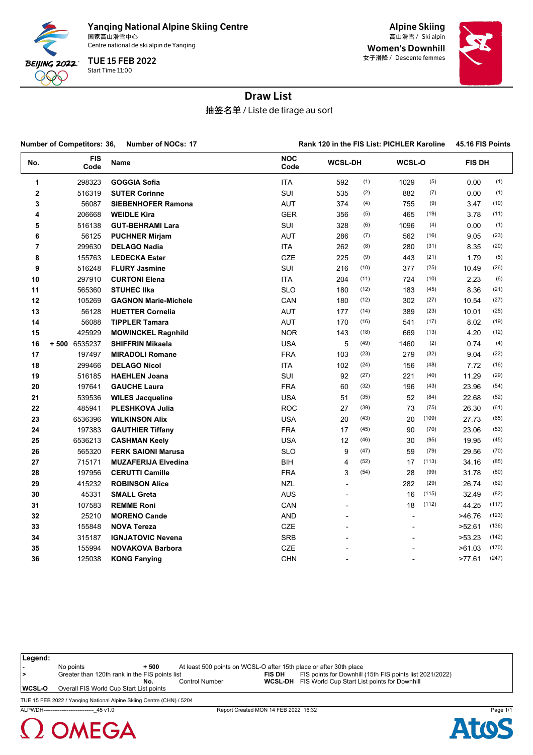Yanqing National Alpine Skiing Centre
国家高山滑雪中心
Centre national de ski alpin de Yanqing

TUE 15 FEB 2022
Start Time 11:00

Alpine Skiing
高山滑雪 / Ski alpin

Women's Downhill
女子滑降 / Descente femmes

# Draw List

抽签名单 / Liste de tirage au sort

**Number of Competitors: 36, Number of NOCs: 17** **Rank 120 in the FIS List: PICHLER Karoline 45.16 FIS Points**

| No. | | FIS Code | Name | NOC Code | WCSL-DH | | WCSL-O | | FIS DH | |
|---|---|---|---|---|---|---|---|---|---|---|
| 1 | | 298323 | GOGGIA Sofia | ITA | 592 | (1) | 1029 | (5) | 0.00 | (1) |
| 2 | | 516319 | SUTER Corinne | SUI | 535 | (2) | 882 | (7) | 0.00 | (1) |
| 3 | | 56087 | SIEBENHOFER Ramona | AUT | 374 | (4) | 755 | (9) | 3.47 | (10) |
| 4 | | 206668 | WEIDLE Kira | GER | 356 | (5) | 465 | (19) | 3.78 | (11) |
| 5 | | 516138 | GUT-BEHRAMI Lara | SUI | 328 | (6) | 1096 | (4) | 0.00 | (1) |
| 6 | | 56125 | PUCHNER Mirjam | AUT | 286 | (7) | 562 | (16) | 9.05 | (23) |
| 7 | | 299630 | DELAGO Nadia | ITA | 262 | (8) | 280 | (31) | 8.35 | (20) |
| 8 | | 155763 | LEDECKA Ester | CZE | 225 | (9) | 443 | (21) | 1.79 | (5) |
| 9 | | 516248 | FLURY Jasmine | SUI | 216 | (10) | 377 | (25) | 10.49 | (26) |
| 10 | | 297910 | CURTONI Elena | ITA | 204 | (11) | 724 | (10) | 2.23 | (6) |
| 11 | | 565360 | STUHEC Ilka | SLO | 180 | (12) | 183 | (45) | 8.36 | (21) |
| 12 | | 105269 | GAGNON Marie-Michele | CAN | 180 | (12) | 302 | (27) | 10.54 | (27) |
| 13 | | 56128 | HUETTER Cornelia | AUT | 177 | (14) | 389 | (23) | 10.01 | (25) |
| 14 | | 56088 | TIPPLER Tamara | AUT | 170 | (16) | 541 | (17) | 8.02 | (19) |
| 15 | | 425929 | MOWINCKEL Ragnhild | NOR | 143 | (18) | 669 | (13) | 4.20 | (12) |
| 16 | + 500 | 6535237 | SHIFFRIN Mikaela | USA | 5 | (49) | 1460 | (2) | 0.74 | (4) |
| 17 | | 197497 | MIRADOLI Romane | FRA | 103 | (23) | 279 | (32) | 9.04 | (22) |
| 18 | | 299466 | DELAGO Nicol | ITA | 102 | (24) | 156 | (48) | 7.72 | (16) |
| 19 | | 516185 | HAEHLEN Joana | SUI | 92 | (27) | 221 | (40) | 11.29 | (29) |
| 20 | | 197641 | GAUCHE Laura | FRA | 60 | (32) | 196 | (43) | 23.96 | (54) |
| 21 | | 539536 | WILES Jacqueline | USA | 51 | (35) | 52 | (84) | 22.68 | (52) |
| 22 | | 485941 | PLESHKOVA Julia | ROC | 27 | (39) | 73 | (75) | 26.30 | (61) |
| 23 | | 6536396 | WILKINSON Alix | USA | 20 | (43) | 20 | (109) | 27.73 | (65) |
| 24 | | 197383 | GAUTHIER Tiffany | FRA | 17 | (45) | 90 | (70) | 23.06 | (53) |
| 25 | | 6536213 | CASHMAN Keely | USA | 12 | (46) | 30 | (95) | 19.95 | (45) |
| 26 | | 565320 | FERK SAIONI Marusa | SLO | 9 | (47) | 59 | (79) | 29.56 | (70) |
| 27 | | 715171 | MUZAFERIJA Elvedina | BIH | 4 | (52) | 17 | (113) | 34.16 | (85) |
| 28 | | 197956 | CERUTTI Camille | FRA | 3 | (54) | 28 | (99) | 31.78 | (80) |
| 29 | | 415232 | ROBINSON Alice | NZL | - | | 282 | (29) | 26.74 | (62) |
| 30 | | 45331 | SMALL Greta | AUS | - | | 16 | (115) | 32.49 | (82) |
| 31 | | 107583 | REMME Roni | CAN | - | | 18 | (112) | 44.25 | (117) |
| 32 | | 25210 | MORENO Cande | AND | - | | - | | >46.76 | (123) |
| 33 | | 155848 | NOVA Tereza | CZE | - | | - | | >52.61 | (136) |
| 34 | | 315187 | IGNJATOVIC Nevena | SRB | - | | - | | >53.23 | (142) |
| 35 | | 155994 | NOVAKOVA Barbora | CZE | - | | - | | >61.03 | (170) |
| 36 | | 125038 | KONG Fanying | CHN | - | | - | | >77.61 | (247) |

**Legend:**

| | | | | | |
|---|---|---|---|---|---|
| - | No points | + 500 | At least 500 points on WCSL-O after 15th place or after 30th place | | |
| > | Greater than 120th rank in the FIS points list | | | FIS DH | FIS points for Downhill (15th FIS points list 2021/2022) |
| | | No. | Control Number | WCSL-DH | FIS World Cup Start List points for Downhill |
| WCSL-O | Overall FIS World Cup Start List points | | | | |

TUE 15 FEB 2022 / Yanqing National Alpine Skiing Centre (CHN) / 5204

ALPWDH---------------------------_45 v1.0 Report Created MON 14 FEB 2022 16:32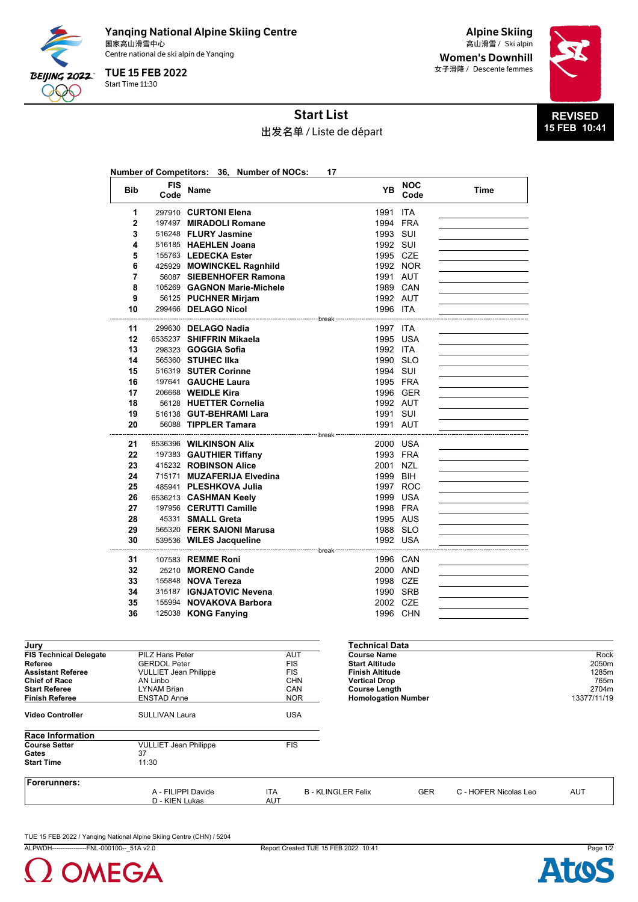Yanqing National Alpine Skiing Centre
国家高山滑雪中心
Centre national de ski alpin de Yanqing

**TUE 15 FEB 2022**
Start Time 11:30

**Alpine Skiing**
高山滑雪 / Ski alpin

**Women's Downhill**
女子滑降 / Descente femmes

# Start List

出发名单 / Liste de départ

**REVISED 15 FEB 10:41**

**Number of Competitors: 36, Number of NOCs: 17**

| Bib | FIS Code | Name | YB | NOC Code | Time |
|---|---|---|---|---|---|
| 1 | 297910 | **CURTONI Elena** | 1991 | ITA | |
| 2 | 197497 | **MIRADOLI Romane** | 1994 | FRA | |
| 3 | 516248 | **FLURY Jasmine** | 1993 | SUI | |
| 4 | 516185 | **HAEHLEN Joana** | 1992 | SUI | |
| 5 | 155763 | **LEDECKA Ester** | 1995 | CZE | |
| 6 | 425929 | **MOWINCKEL Ragnhild** | 1992 | NOR | |
| 7 | 56087 | **SIEBENHOFER Ramona** | 1991 | AUT | |
| 8 | 105269 | **GAGNON Marie-Michele** | 1989 | CAN | |
| 9 | 56125 | **PUCHNER Mirjam** | 1992 | AUT | |
| 10 | 299466 | **DELAGO Nicol** | 1996 | ITA | |
| | | break | | | |
| 11 | 299630 | **DELAGO Nadia** | 1997 | ITA | |
| 12 | 6535237 | **SHIFFRIN Mikaela** | 1995 | USA | |
| 13 | 298323 | **GOGGIA Sofia** | 1992 | ITA | |
| 14 | 565360 | **STUHEC Ilka** | 1990 | SLO | |
| 15 | 516319 | **SUTER Corinne** | 1994 | SUI | |
| 16 | 197641 | **GAUCHE Laura** | 1995 | FRA | |
| 17 | 206668 | **WEIDLE Kira** | 1996 | GER | |
| 18 | 56128 | **HUETTER Cornelia** | 1992 | AUT | |
| 19 | 516138 | **GUT-BEHRAMI Lara** | 1991 | SUI | |
| 20 | 56088 | **TIPPLER Tamara** | 1991 | AUT | |
| | | break | | | |
| 21 | 6536396 | **WILKINSON Alix** | 2000 | USA | |
| 22 | 197383 | **GAUTHIER Tiffany** | 1993 | FRA | |
| 23 | 415232 | **ROBINSON Alice** | 2001 | NZL | |
| 24 | 715171 | **MUZAFERIJA Elvedina** | 1999 | BIH | |
| 25 | 485941 | **PLESHKOVA Julia** | 1997 | ROC | |
| 26 | 6536213 | **CASHMAN Keely** | 1999 | USA | |
| 27 | 197956 | **CERUTTI Camille** | 1998 | FRA | |
| 28 | 45331 | **SMALL Greta** | 1995 | AUS | |
| 29 | 565320 | **FERK SAIONI Marusa** | 1988 | SLO | |
| 30 | 539536 | **WILES Jacqueline** | 1992 | USA | |
| | | break | | | |
| 31 | 107583 | **REMME Roni** | 1996 | CAN | |
| 32 | 25210 | **MORENO Cande** | 2000 | AND | |
| 33 | 155848 | **NOVA Tereza** | 1998 | CZE | |
| 34 | 315187 | **IGNJATOVIC Nevena** | 1990 | SRB | |
| 35 | 155994 | **NOVAKOVA Barbora** | 2002 | CZE | |
| 36 | 125038 | **KONG Fanying** | 1996 | CHN | |

**Jury**

| | | |
|---|---|---|
| **FIS Technical Delegate** | PILZ Hans Peter | AUT |
| **Referee** | GERDOL Peter | FIS |
| **Assistant Referee** | VULLIET Jean Philippe | FIS |
| **Chief of Race** | AN Linbo | CHN |
| **Start Referee** | LYNAM Brian | CAN |
| **Finish Referee** | ENSTAD Anne | NOR |
| **Video Controller** | SULLIVAN Laura | USA |

**Technical Data**

| | |
|---|---|
| **Course Name** | Rock |
| **Start Altitude** | 2050m |
| **Finish Altitude** | 1285m |
| **Vertical Drop** | 765m |
| **Course Length** | 2704m |
| **Homologation Number** | 13377/11/19 |

**Race Information**

| | | |
|---|---|---|
| **Course Setter** | VULLIET Jean Philippe | FIS |
| **Gates** | 37 | |
| **Start Time** | 11:30 | |

**Forerunners:**

| | | | | | |
|---|---|---|---|---|---|
| A - FILIPPI Davide | ITA | B - KLINGLER Felix | GER | C - HOFER Nicolas Leo | AUT |
| D - KIEN Lukas | AUT | | | | |

TUE 15 FEB 2022 / Yanqing National Alpine Skiing Centre (CHN) / 5204
ALPWDH----------------FNL-000100--_51A v2.0 Report Created TUE 15 FEB 2022 10:41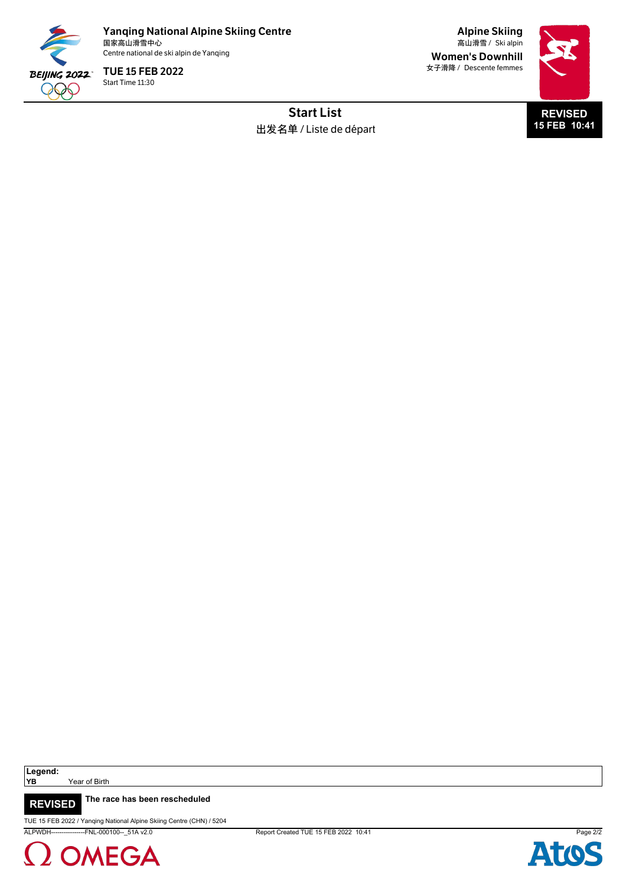# Yanqing National Alpine Skiing Centre
国家高山滑雪中心
Centre national de ski alpin de Yanqing

**TUE 15 FEB 2022**
Start Time 11:30

**Alpine Skiing**
高山滑雪 / Ski alpin

**Women's Downhill**
女子滑降 / Descente femmes

**REVISED**
**15 FEB 10:41**

## Start List
出发名单 / Liste de départ

**Legend:**

| | |
|---|---|
| YB | Year of Birth |

**REVISED** **The race has been rescheduled**

TUE 15 FEB 2022 / Yanqing National Alpine Skiing Centre (CHN) / 5204

ALPWDH----------------FNL-000100--_51A v2.0 Report Created TUE 15 FEB 2022 10:41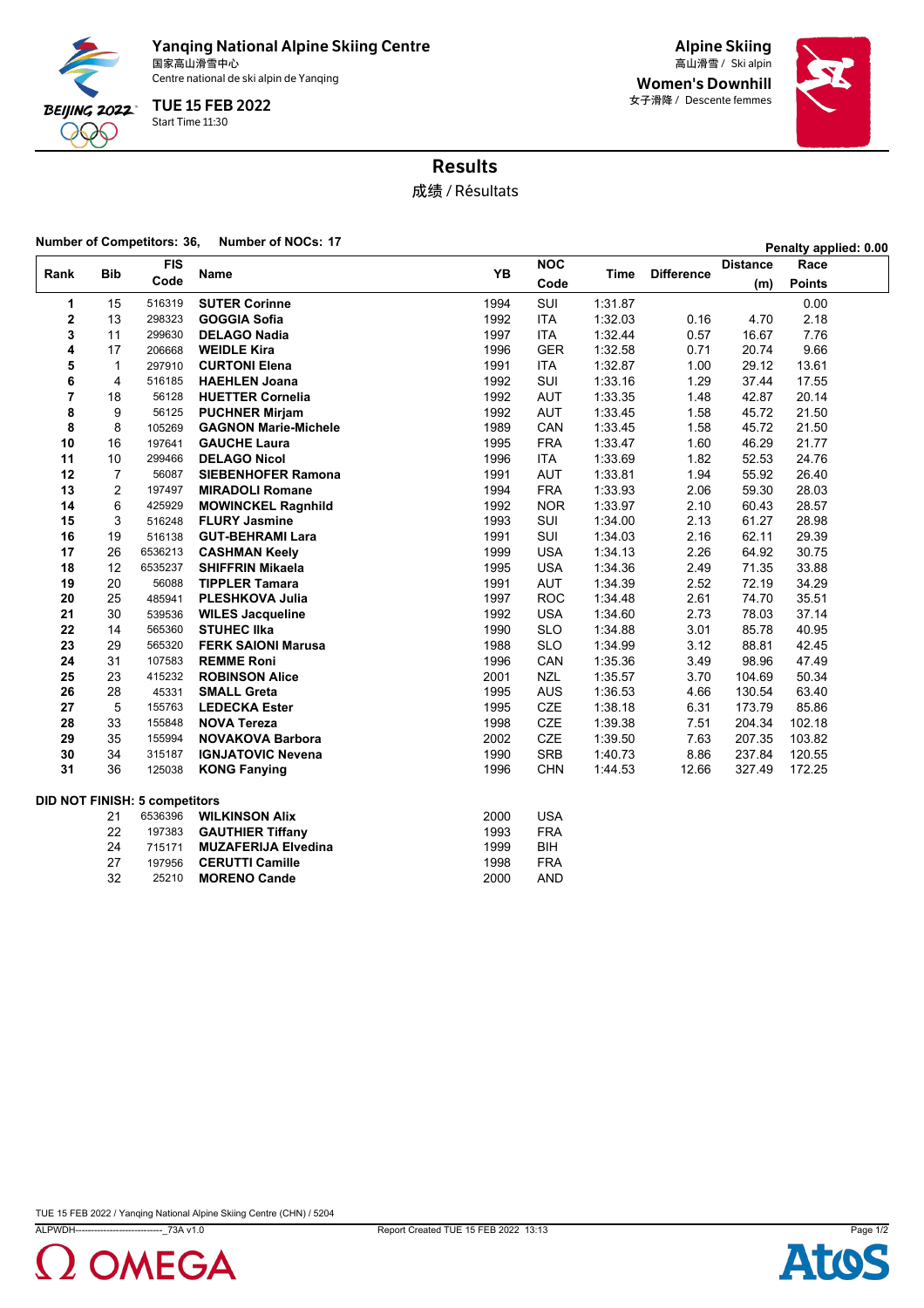**Yanqing National Alpine Skiing Centre**
国家高山滑雪中心
Centre national de ski alpin de Yanqing

**TUE 15 FEB 2022**
Start Time 11:30

**Alpine Skiing**
高山滑雪 / Ski alpin

**Women's Downhill**
女子滑降 / Descente femmes

# Results

成绩 / Résultats

**Number of Competitors: 36, Number of NOCs: 17**

**Penalty applied: 0.00**

| Rank | Bib | FIS Code | Name | YB | NOC Code | Time | Difference | Distance (m) | Race Points |
|---|---|---|---|---|---|---|---|---|---|
| 1 | 15 | 516319 | **SUTER Corinne** | 1994 | SUI | 1:31.87 | | | 0.00 |
| 2 | 13 | 298323 | **GOGGIA Sofia** | 1992 | ITA | 1:32.03 | 0.16 | 4.70 | 2.18 |
| 3 | 11 | 299630 | **DELAGO Nadia** | 1997 | ITA | 1:32.44 | 0.57 | 16.67 | 7.76 |
| 4 | 17 | 206668 | **WEIDLE Kira** | 1996 | GER | 1:32.58 | 0.71 | 20.74 | 9.66 |
| 5 | 1 | 297910 | **CURTONI Elena** | 1991 | ITA | 1:32.87 | 1.00 | 29.12 | 13.61 |
| 6 | 4 | 516185 | **HAEHLEN Joana** | 1992 | SUI | 1:33.16 | 1.29 | 37.44 | 17.55 |
| 7 | 18 | 56128 | **HUETTER Cornelia** | 1992 | AUT | 1:33.35 | 1.48 | 42.87 | 20.14 |
| 8 | 9 | 56125 | **PUCHNER Mirjam** | 1992 | AUT | 1:33.45 | 1.58 | 45.72 | 21.50 |
| 8 | 8 | 105269 | **GAGNON Marie-Michele** | 1989 | CAN | 1:33.45 | 1.58 | 45.72 | 21.50 |
| 10 | 16 | 197641 | **GAUCHE Laura** | 1995 | FRA | 1:33.47 | 1.60 | 46.29 | 21.77 |
| 11 | 10 | 299466 | **DELAGO Nicol** | 1996 | ITA | 1:33.69 | 1.82 | 52.53 | 24.76 |
| 12 | 7 | 56087 | **SIEBENHOFER Ramona** | 1991 | AUT | 1:33.81 | 1.94 | 55.92 | 26.40 |
| 13 | 2 | 197497 | **MIRADOLI Romane** | 1994 | FRA | 1:33.93 | 2.06 | 59.30 | 28.03 |
| 14 | 6 | 425929 | **MOWINCKEL Ragnhild** | 1992 | NOR | 1:33.97 | 2.10 | 60.43 | 28.57 |
| 15 | 3 | 516248 | **FLURY Jasmine** | 1993 | SUI | 1:34.00 | 2.13 | 61.27 | 28.98 |
| 16 | 19 | 516138 | **GUT-BEHRAMI Lara** | 1991 | SUI | 1:34.03 | 2.16 | 62.11 | 29.39 |
| 17 | 26 | 6536213 | **CASHMAN Keely** | 1999 | USA | 1:34.13 | 2.26 | 64.92 | 30.75 |
| 18 | 12 | 6535237 | **SHIFFRIN Mikaela** | 1995 | USA | 1:34.36 | 2.49 | 71.35 | 33.88 |
| 19 | 20 | 56088 | **TIPPLER Tamara** | 1991 | AUT | 1:34.39 | 2.52 | 72.19 | 34.29 |
| 20 | 25 | 485941 | **PLESHKOVA Julia** | 1997 | ROC | 1:34.48 | 2.61 | 74.70 | 35.51 |
| 21 | 30 | 539536 | **WILES Jacqueline** | 1992 | USA | 1:34.60 | 2.73 | 78.03 | 37.14 |
| 22 | 14 | 565360 | **STUHEC Ilka** | 1990 | SLO | 1:34.88 | 3.01 | 85.78 | 40.95 |
| 23 | 29 | 565320 | **FERK SAIONI Marusa** | 1988 | SLO | 1:34.99 | 3.12 | 88.81 | 42.45 |
| 24 | 31 | 107583 | **REMME Roni** | 1996 | CAN | 1:35.36 | 3.49 | 98.96 | 47.49 |
| 25 | 23 | 415232 | **ROBINSON Alice** | 2001 | NZL | 1:35.57 | 3.70 | 104.69 | 50.34 |
| 26 | 28 | 45331 | **SMALL Greta** | 1995 | AUS | 1:36.53 | 4.66 | 130.54 | 63.40 |
| 27 | 5 | 155763 | **LEDECKA Ester** | 1995 | CZE | 1:38.18 | 6.31 | 173.79 | 85.86 |
| 28 | 33 | 155848 | **NOVA Tereza** | 1998 | CZE | 1:39.38 | 7.51 | 204.34 | 102.18 |
| 29 | 35 | 155994 | **NOVAKOVA Barbora** | 2002 | CZE | 1:39.50 | 7.63 | 207.35 | 103.82 |
| 30 | 34 | 315187 | **IGNJATOVIC Nevena** | 1990 | SRB | 1:40.73 | 8.86 | 237.84 | 120.55 |
| 31 | 36 | 125038 | **KONG Fanying** | 1996 | CHN | 1:44.53 | 12.66 | 327.49 | 172.25 |

**DID NOT FINISH: 5 competitors**

| Bib | FIS Code | Name | YB | NOC Code |
|---|---|---|---|---|
| 21 | 6536396 | **WILKINSON Alix** | 2000 | USA |
| 22 | 197383 | **GAUTHIER Tiffany** | 1993 | FRA |
| 24 | 715171 | **MUZAFERIJA Elvedina** | 1999 | BIH |
| 27 | 197956 | **CERUTTI Camille** | 1998 | FRA |
| 32 | 25210 | **MORENO Cande** | 2000 | AND |

TUE 15 FEB 2022 / Yanqing National Alpine Skiing Centre (CHN) / 5204

ALPWDH---------------------------_73A v1.0 Report Created TUE 15 FEB 2022 13:13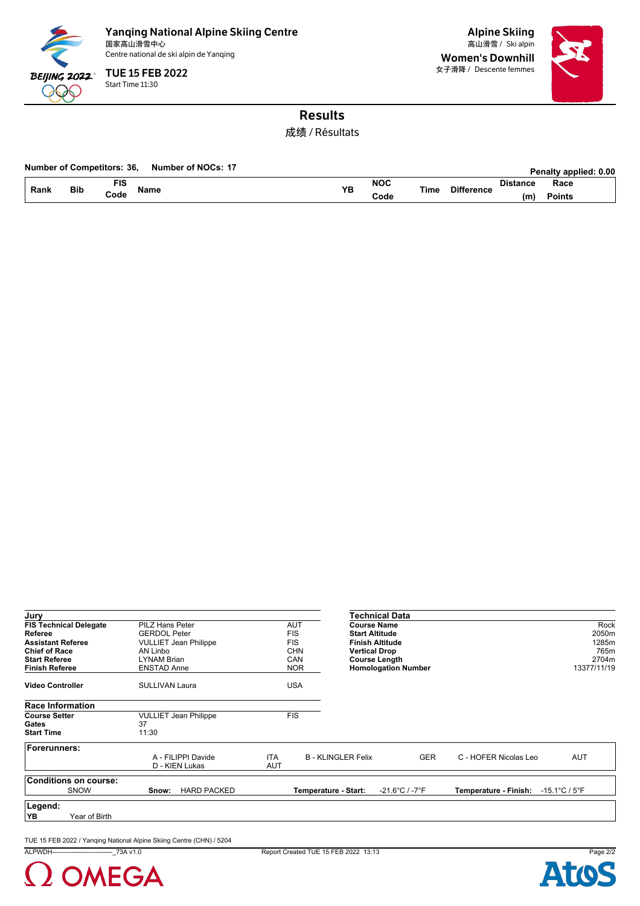# Yanqing National Alpine Skiing Centre

国家高山滑雪中心
Centre national de ski alpin de Yanqing

**TUE 15 FEB 2022**
Start Time 11:30

**Alpine Skiing**
高山滑雪 / Ski alpin

**Women's Downhill**
女子滑降 / Descente femmes

## Results

成绩 / Résultats

**Number of Competitors: 36, Number of NOCs: 17**

**Penalty applied: 0.00**

| Rank | Bib | FIS Code | Name | YB | NOC Code | Time | Difference | Distance (m) | Race Points |
|---|---|---|---|---|---|---|---|---|---|

### Jury

| | | |
|---|---|---|
| **FIS Technical Delegate** | PILZ Hans Peter | AUT |
| **Referee** | GERDOL Peter | FIS |
| **Assistant Referee** | VULLIET Jean Philippe | FIS |
| **Chief of Race** | AN Linbo | CHN |
| **Start Referee** | LYNAM Brian | CAN |
| **Finish Referee** | ENSTAD Anne | NOR |
| **Video Controller** | SULLIVAN Laura | USA |

### Technical Data

| | |
|---|---|
| **Course Name** | Rock |
| **Start Altitude** | 2050m |
| **Finish Altitude** | 1285m |
| **Vertical Drop** | 765m |
| **Course Length** | 2704m |
| **Homologation Number** | 13377/11/19 |

### Race Information

| | | |
|---|---|---|
| **Course Setter** | VULLIET Jean Philippe | FIS |
| **Gates** | 37 | |
| **Start Time** | 11:30 | |

### Forerunners:

| | | | | | |
|---|---|---|---|---|---|
| A - FILIPPI Davide | ITA | B - KLINGLER Felix | GER | C - HOFER Nicolas Leo | AUT |
| D - KIEN Lukas | AUT | | | | |

### Conditions on course:

SNOW **Snow:** HARD PACKED **Temperature - Start:** -21.6°C / -7°F **Temperature - Finish:** -15.1°C / 5°F

### Legend:

**YB** Year of Birth

TUE 15 FEB 2022 / Yanqing National Alpine Skiing Centre (CHN) / 5204

ALPWDH----------------------------_73A v1.0 Report Created TUE 15 FEB 2022 13:13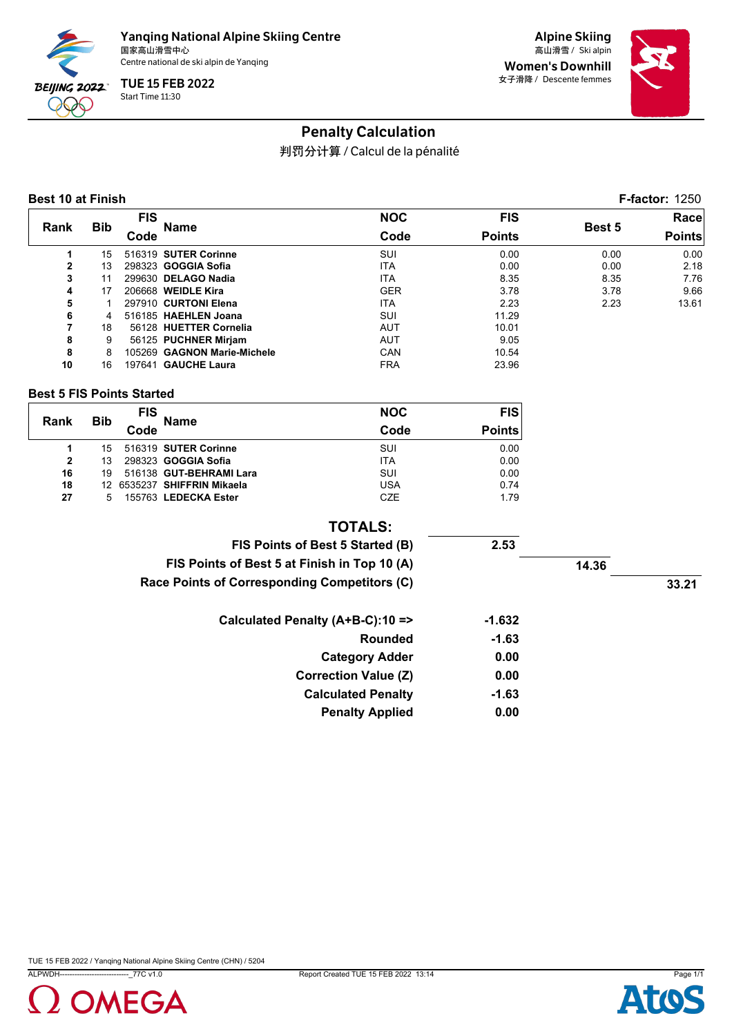Yanqing National Alpine Skiing Centre
国家高山滑雪中心
Centre national de ski alpin de Yanqing

TUE 15 FEB 2022
Start Time 11:30

Alpine Skiing
高山滑雪 / Ski alpin

Women's Downhill
女子滑降 / Descente femmes

# Penalty Calculation

判罚分计算 / Calcul de la pénalité

**Best 10 at Finish** — **F-factor:** 1250

| Rank | Bib | FIS Code | Name | NOC Code | FIS Points | Best 5 | Race Points |
|---|---|---|---|---|---|---|---|
| 1 | 15 | 516319 | **SUTER Corinne** | SUI | 0.00 | 0.00 | 0.00 |
| 2 | 13 | 298323 | **GOGGIA Sofia** | ITA | 0.00 | 0.00 | 2.18 |
| 3 | 11 | 299630 | **DELAGO Nadia** | ITA | 8.35 | 8.35 | 7.76 |
| 4 | 17 | 206668 | **WEIDLE Kira** | GER | 3.78 | 3.78 | 9.66 |
| 5 | 1 | 297910 | **CURTONI Elena** | ITA | 2.23 | 2.23 | 13.61 |
| 6 | 4 | 516185 | **HAEHLEN Joana** | SUI | 11.29 | | |
| 7 | 18 | 56128 | **HUETTER Cornelia** | AUT | 10.01 | | |
| 8 | 9 | 56125 | **PUCHNER Mirjam** | AUT | 9.05 | | |
| 8 | 8 | 105269 | **GAGNON Marie-Michele** | CAN | 10.54 | | |
| 10 | 16 | 197641 | **GAUCHE Laura** | FRA | 23.96 | | |

**Best 5 FIS Points Started**

| Rank | Bib | FIS Code | Name | NOC Code | FIS Points |
|---|---|---|---|---|---|
| 1 | 15 | 516319 | **SUTER Corinne** | SUI | 0.00 |
| 2 | 13 | 298323 | **GOGGIA Sofia** | ITA | 0.00 |
| 16 | 19 | 516138 | **GUT-BEHRAMI Lara** | SUI | 0.00 |
| 18 | 12 | 6535237 | **SHIFFRIN Mikaela** | USA | 0.74 |
| 27 | 5 | 155763 | **LEDECKA Ester** | CZE | 1.79 |

**TOTALS:**

| | | | |
|---|---|---|---|
| **FIS Points of Best 5 Started (B)** | **2.53** | | |
| **FIS Points of Best 5 at Finish in Top 10 (A)** | | **14.36** | |
| **Race Points of Corresponding Competitors (C)** | | | **33.21** |

| | |
|---|---|
| **Calculated Penalty (A+B-C):10 =>** | **-1.632** |
| **Rounded** | **-1.63** |
| **Category Adder** | **0.00** |
| **Correction Value (Z)** | **0.00** |
| **Calculated Penalty** | **-1.63** |
| **Penalty Applied** | **0.00** |

TUE 15 FEB 2022 / Yanqing National Alpine Skiing Centre (CHN) / 5204
ALPWDH----------------------------_77C v1.0 Report Created TUE 15 FEB 2022 13:14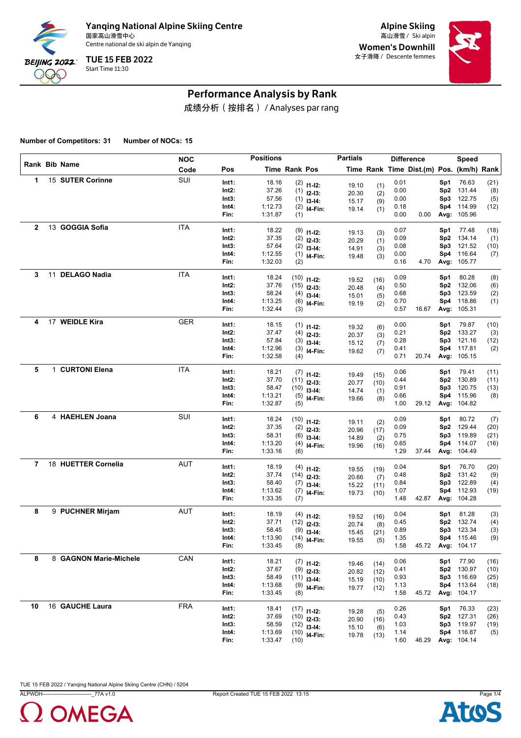# Yanqing National Alpine Skiing Centre

国家高山滑雪中心

Centre national de ski alpin de Yanqing

**TUE 15 FEB 2022**

Start Time 11:30

**Alpine Skiing**

高山滑雪 / Ski alpin

**Women's Downhill**

女子滑降 / Descente femmes

## Performance Analysis by Rank

成绩分析（按排名）/ Analyses par rang

**Number of Competitors: 31** **Number of NOCs: 15**

| Rank | Bib | Name | NOC Code | Pos | Positions Time | Rank | Partials Pos | Time | Rank | Difference Time | Dist.(m) | Speed Pos. | (km/h) | Rank |
|---|---|---|---|---|---|---|---|---|---|---|---|---|---|---|
| 1 | 15 | SUTER Corinne | SUI | Int1: | 18.16 | (2) | I1-I2: | 19.10 | (1) | 0.01 | | Sp1 | 76.63 | (21) |
| | | | | Int2: | 37.26 | (1) | I2-I3: | 20.30 | (2) | 0.00 | | Sp2 | 131.44 | (8) |
| | | | | Int3: | 57.56 | (1) | I3-I4: | 15.17 | (9) | 0.00 | | Sp3 | 122.75 | (5) |
| | | | | Int4: | 1:12.73 | (2) | I4-Fin: | 19.14 | (1) | 0.18 | | Sp4 | 114.99 | (12) |
| | | | | Fin: | 1:31.87 | (1) | | | | 0.00 | 0.00 | Avg: | 105.96 | |
| 2 | 13 | GOGGIA Sofia | ITA | Int1: | 18.22 | (9) | I1-I2: | 19.13 | (3) | 0.07 | | Sp1 | 77.48 | (18) |
| | | | | Int2: | 37.35 | (2) | I2-I3: | 20.29 | (1) | 0.09 | | Sp2 | 134.14 | (1) |
| | | | | Int3: | 57.64 | (2) | I3-I4: | 14.91 | (3) | 0.08 | | Sp3 | 121.52 | (10) |
| | | | | Int4: | 1:12.55 | (1) | I4-Fin: | 19.48 | (3) | 0.00 | | Sp4 | 116.64 | (7) |
| | | | | Fin: | 1:32.03 | (2) | | | | 0.16 | 4.70 | Avg: | 105.77 | |
| 3 | 11 | DELAGO Nadia | ITA | Int1: | 18.24 | (10) | I1-I2: | 19.52 | (16) | 0.09 | | Sp1 | 80.28 | (8) |
| | | | | Int2: | 37.76 | (15) | I2-I3: | 20.48 | (4) | 0.50 | | Sp2 | 132.06 | (6) |
| | | | | Int3: | 58.24 | (4) | I3-I4: | 15.01 | (5) | 0.68 | | Sp3 | 123.59 | (2) |
| | | | | Int4: | 1:13.25 | (6) | I4-Fin: | 19.19 | (2) | 0.70 | | Sp4 | 118.86 | (1) |
| | | | | Fin: | 1:32.44 | (3) | | | | 0.57 | 16.67 | Avg: | 105.31 | |
| 4 | 17 | WEIDLE Kira | GER | Int1: | 18.15 | (1) | I1-I2: | 19.32 | (6) | 0.00 | | Sp1 | 79.87 | (10) |
| | | | | Int2: | 37.47 | (4) | I2-I3: | 20.37 | (3) | 0.21 | | Sp2 | 133.27 | (3) |
| | | | | Int3: | 57.84 | (3) | I3-I4: | 15.12 | (7) | 0.28 | | Sp3 | 121.16 | (12) |
| | | | | Int4: | 1:12.96 | (3) | I4-Fin: | 19.62 | (7) | 0.41 | | Sp4 | 117.81 | (2) |
| | | | | Fin: | 1:32.58 | (4) | | | | 0.71 | 20.74 | Avg: | 105.15 | |
| 5 | 1 | CURTONI Elena | ITA | Int1: | 18.21 | (7) | I1-I2: | 19.49 | (15) | 0.06 | | Sp1 | 79.41 | (11) |
| | | | | Int2: | 37.70 | (11) | I2-I3: | 20.77 | (10) | 0.44 | | Sp2 | 130.89 | (11) |
| | | | | Int3: | 58.47 | (10) | I3-I4: | 14.74 | (1) | 0.91 | | Sp3 | 120.75 | (13) |
| | | | | Int4: | 1:13.21 | (5) | I4-Fin: | 19.66 | (8) | 0.66 | | Sp4 | 115.96 | (8) |
| | | | | Fin: | 1:32.87 | (5) | | | | 1.00 | 29.12 | Avg: | 104.82 | |
| 6 | 4 | HAEHLEN Joana | SUI | Int1: | 18.24 | (10) | I1-I2: | 19.11 | (2) | 0.09 | | Sp1 | 80.72 | (7) |
| | | | | Int2: | 37.35 | (2) | I2-I3: | 20.96 | (17) | 0.09 | | Sp2 | 129.44 | (20) |
| | | | | Int3: | 58.31 | (6) | I3-I4: | 14.89 | (2) | 0.75 | | Sp3 | 119.89 | (21) |
| | | | | Int4: | 1:13.20 | (4) | I4-Fin: | 19.96 | (16) | 0.65 | | Sp4 | 114.07 | (16) |
| | | | | Fin: | 1:33.16 | (6) | | | | 1.29 | 37.44 | Avg: | 104.49 | |
| 7 | 18 | HUETTER Cornelia | AUT | Int1: | 18.19 | (4) | I1-I2: | 19.55 | (19) | 0.04 | | Sp1 | 76.70 | (20) |
| | | | | Int2: | 37.74 | (14) | I2-I3: | 20.66 | (7) | 0.48 | | Sp2 | 131.42 | (9) |
| | | | | Int3: | 58.40 | (7) | I3-I4: | 15.22 | (11) | 0.84 | | Sp3 | 122.89 | (4) |
| | | | | Int4: | 1:13.62 | (7) | I4-Fin: | 19.73 | (10) | 1.07 | | Sp4 | 112.93 | (19) |
| | | | | Fin: | 1:33.35 | (7) | | | | 1.48 | 42.87 | Avg: | 104.28 | |
| 8 | 9 | PUCHNER Mirjam | AUT | Int1: | 18.19 | (4) | I1-I2: | 19.52 | (16) | 0.04 | | Sp1 | 81.28 | (3) |
| | | | | Int2: | 37.71 | (12) | I2-I3: | 20.74 | (8) | 0.45 | | Sp2 | 132.74 | (4) |
| | | | | Int3: | 58.45 | (9) | I3-I4: | 15.45 | (21) | 0.89 | | Sp3 | 123.34 | (3) |
| | | | | Int4: | 1:13.90 | (14) | I4-Fin: | 19.55 | (5) | 1.35 | | Sp4 | 115.46 | (9) |
| | | | | Fin: | 1:33.45 | (8) | | | | 1.58 | 45.72 | Avg: | 104.17 | |
| 8 | 8 | GAGNON Marie-Michele | CAN | Int1: | 18.21 | (7) | I1-I2: | 19.46 | (14) | 0.06 | | Sp1 | 77.90 | (16) |
| | | | | Int2: | 37.67 | (9) | I2-I3: | 20.82 | (12) | 0.41 | | Sp2 | 130.97 | (10) |
| | | | | Int3: | 58.49 | (11) | I3-I4: | 15.19 | (10) | 0.93 | | Sp3 | 116.69 | (25) |
| | | | | Int4: | 1:13.68 | (9) | I4-Fin: | 19.77 | (12) | 1.13 | | Sp4 | 113.64 | (18) |
| | | | | Fin: | 1:33.45 | (8) | | | | 1.58 | 45.72 | Avg: | 104.17 | |
| 10 | 16 | GAUCHE Laura | FRA | Int1: | 18.41 | (17) | I1-I2: | 19.28 | (5) | 0.26 | | Sp1 | 76.33 | (23) |
| | | | | Int2: | 37.69 | (10) | I2-I3: | 20.90 | (16) | 0.43 | | Sp2 | 127.31 | (26) |
| | | | | Int3: | 58.59 | (12) | I3-I4: | 15.10 | (6) | 1.03 | | Sp3 | 119.97 | (19) |
| | | | | Int4: | 1:13.69 | (10) | I4-Fin: | 19.78 | (13) | 1.14 | | Sp4 | 116.87 | (5) |
| | | | | Fin: | 1:33.47 | (10) | | | | 1.60 | 46.29 | Avg: | 104.14 | |

TUE 15 FEB 2022 / Yanqing National Alpine Skiing Centre (CHN) / 5204

ALPWDH---------------------------_77A v1.0 Report Created TUE 15 FEB 2022 13:15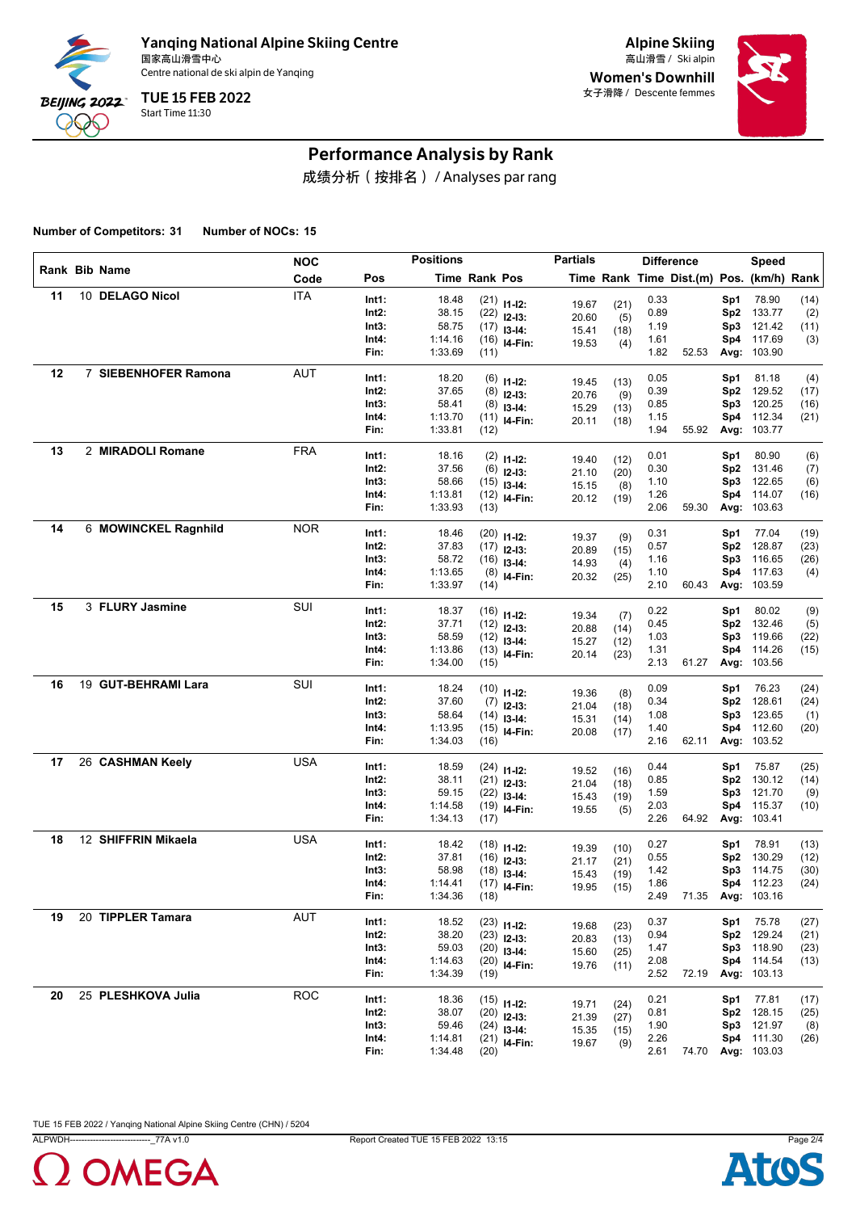# Yanqing National Alpine Skiing Centre

国家高山滑雪中心

Centre national de ski alpin de Yanqing

**TUE 15 FEB 2022**

Start Time 11:30

**Alpine Skiing**

高山滑雪 / Ski alpin

**Women's Downhill**

女子滑降 / Descente femmes

## Performance Analysis by Rank

成绩分析（按排名） / Analyses par rang

**Number of Competitors: 31** **Number of NOCs: 15**

| Rank | Bib | Name | NOC Code | Pos | Time | Rank | Pos | Partials Time | Rank | Diff. Time | Dist.(m) | Speed Pos. | (km/h) | Rank |
|---|---|---|---|---|---|---|---|---|---|---|---|---|---|---|
| 11 | 10 | DELAGO Nicol | ITA | Int1: | 18.48 | (21) | I1-I2: | 19.67 | (21) | 0.33 | | Sp1 | 78.90 | (14) |
| | | | | Int2: | 38.15 | (22) | I2-I3: | 20.60 | (5) | 0.89 | | Sp2 | 133.77 | (2) |
| | | | | Int3: | 58.75 | (17) | I3-I4: | 15.41 | (18) | 1.19 | | Sp3 | 121.42 | (11) |
| | | | | Int4: | 1:14.16 | (16) | I4-Fin: | 19.53 | (4) | 1.61 | | Sp4 | 117.69 | (3) |
| | | | | Fin: | 1:33.69 | (11) | | | | 1.82 | 52.53 | Avg: | 103.90 | |
| 12 | 7 | SIEBENHOFER Ramona | AUT | Int1: | 18.20 | (6) | I1-I2: | 19.45 | (13) | 0.05 | | Sp1 | 81.18 | (4) |
| | | | | Int2: | 37.65 | (8) | I2-I3: | 20.76 | (9) | 0.39 | | Sp2 | 129.52 | (17) |
| | | | | Int3: | 58.41 | (8) | I3-I4: | 15.29 | (13) | 0.85 | | Sp3 | 120.25 | (16) |
| | | | | Int4: | 1:13.70 | (11) | I4-Fin: | 20.11 | (18) | 1.15 | | Sp4 | 112.34 | (21) |
| | | | | Fin: | 1:33.81 | (12) | | | | 1.94 | 55.92 | Avg: | 103.77 | |
| 13 | 2 | MIRADOLI Romane | FRA | Int1: | 18.16 | (2) | I1-I2: | 19.40 | (12) | 0.01 | | Sp1 | 80.90 | (6) |
| | | | | Int2: | 37.56 | (6) | I2-I3: | 21.10 | (20) | 0.30 | | Sp2 | 131.46 | (7) |
| | | | | Int3: | 58.66 | (15) | I3-I4: | 15.15 | (8) | 1.10 | | Sp3 | 122.65 | (6) |
| | | | | Int4: | 1:13.81 | (12) | I4-Fin: | 20.12 | (19) | 1.26 | | Sp4 | 114.07 | (16) |
| | | | | Fin: | 1:33.93 | (13) | | | | 2.06 | 59.30 | Avg: | 103.63 | |
| 14 | 6 | MOWINCKEL Ragnhild | NOR | Int1: | 18.46 | (20) | I1-I2: | 19.37 | (9) | 0.31 | | Sp1 | 77.04 | (19) |
| | | | | Int2: | 37.83 | (17) | I2-I3: | 20.89 | (15) | 0.57 | | Sp2 | 128.87 | (23) |
| | | | | Int3: | 58.72 | (16) | I3-I4: | 14.93 | (4) | 1.16 | | Sp3 | 116.65 | (26) |
| | | | | Int4: | 1:13.65 | (8) | I4-Fin: | 20.32 | (25) | 1.10 | | Sp4 | 117.63 | (4) |
| | | | | Fin: | 1:33.97 | (14) | | | | 2.10 | 60.43 | Avg: | 103.59 | |
| 15 | 3 | FLURY Jasmine | SUI | Int1: | 18.37 | (16) | I1-I2: | 19.34 | (7) | 0.22 | | Sp1 | 80.02 | (9) |
| | | | | Int2: | 37.71 | (12) | I2-I3: | 20.88 | (14) | 0.45 | | Sp2 | 132.46 | (5) |
| | | | | Int3: | 58.59 | (12) | I3-I4: | 15.27 | (12) | 1.03 | | Sp3 | 119.66 | (22) |
| | | | | Int4: | 1:13.86 | (13) | I4-Fin: | 20.14 | (23) | 1.31 | | Sp4 | 114.26 | (15) |
| | | | | Fin: | 1:34.00 | (15) | | | | 2.13 | 61.27 | Avg: | 103.56 | |
| 16 | 19 | GUT-BEHRAMI Lara | SUI | Int1: | 18.24 | (10) | I1-I2: | 19.36 | (8) | 0.09 | | Sp1 | 76.23 | (24) |
| | | | | Int2: | 37.60 | (7) | I2-I3: | 21.04 | (18) | 0.34 | | Sp2 | 128.61 | (24) |
| | | | | Int3: | 58.64 | (14) | I3-I4: | 15.31 | (14) | 1.08 | | Sp3 | 123.65 | (1) |
| | | | | Int4: | 1:13.95 | (15) | I4-Fin: | 20.08 | (17) | 1.40 | | Sp4 | 112.60 | (20) |
| | | | | Fin: | 1:34.03 | (16) | | | | 2.16 | 62.11 | Avg: | 103.52 | |
| 17 | 26 | CASHMAN Keely | USA | Int1: | 18.59 | (24) | I1-I2: | 19.52 | (16) | 0.44 | | Sp1 | 75.87 | (25) |
| | | | | Int2: | 38.11 | (21) | I2-I3: | 21.04 | (18) | 0.85 | | Sp2 | 130.12 | (14) |
| | | | | Int3: | 59.15 | (22) | I3-I4: | 15.43 | (19) | 1.59 | | Sp3 | 121.70 | (9) |
| | | | | Int4: | 1:14.58 | (19) | I4-Fin: | 19.55 | (5) | 2.03 | | Sp4 | 115.37 | (10) |
| | | | | Fin: | 1:34.13 | (17) | | | | 2.26 | 64.92 | Avg: | 103.41 | |
| 18 | 12 | SHIFFRIN Mikaela | USA | Int1: | 18.42 | (18) | I1-I2: | 19.39 | (10) | 0.27 | | Sp1 | 78.91 | (13) |
| | | | | Int2: | 37.81 | (16) | I2-I3: | 21.17 | (21) | 0.55 | | Sp2 | 130.29 | (12) |
| | | | | Int3: | 58.98 | (18) | I3-I4: | 15.43 | (19) | 1.42 | | Sp3 | 114.75 | (30) |
| | | | | Int4: | 1:14.41 | (17) | I4-Fin: | 19.95 | (15) | 1.86 | | Sp4 | 112.23 | (24) |
| | | | | Fin: | 1:34.36 | (18) | | | | 2.49 | 71.35 | Avg: | 103.16 | |
| 19 | 20 | TIPPLER Tamara | AUT | Int1: | 18.52 | (23) | I1-I2: | 19.68 | (23) | 0.37 | | Sp1 | 75.78 | (27) |
| | | | | Int2: | 38.20 | (23) | I2-I3: | 20.83 | (13) | 0.94 | | Sp2 | 129.24 | (21) |
| | | | | Int3: | 59.03 | (20) | I3-I4: | 15.60 | (25) | 1.47 | | Sp3 | 118.90 | (23) |
| | | | | Int4: | 1:14.63 | (20) | I4-Fin: | 19.76 | (11) | 2.08 | | Sp4 | 114.54 | (13) |
| | | | | Fin: | 1:34.39 | (19) | | | | 2.52 | 72.19 | Avg: | 103.13 | |
| 20 | 25 | PLESHKOVA Julia | ROC | Int1: | 18.36 | (15) | I1-I2: | 19.71 | (24) | 0.21 | | Sp1 | 77.81 | (17) |
| | | | | Int2: | 38.07 | (20) | I2-I3: | 21.39 | (27) | 0.81 | | Sp2 | 128.15 | (25) |
| | | | | Int3: | 59.46 | (24) | I3-I4: | 15.35 | (15) | 1.90 | | Sp3 | 121.97 | (8) |
| | | | | Int4: | 1:14.81 | (21) | I4-Fin: | 19.67 | (9) | 2.26 | | Sp4 | 111.30 | (26) |
| | | | | Fin: | 1:34.48 | (20) | | | | 2.61 | 74.70 | Avg: | 103.03 | |

TUE 15 FEB 2022 / Yanqing National Alpine Skiing Centre (CHN) / 5204

ALPWDH---------------------------_77A v1.0 Report Created TUE 15 FEB 2022 13:15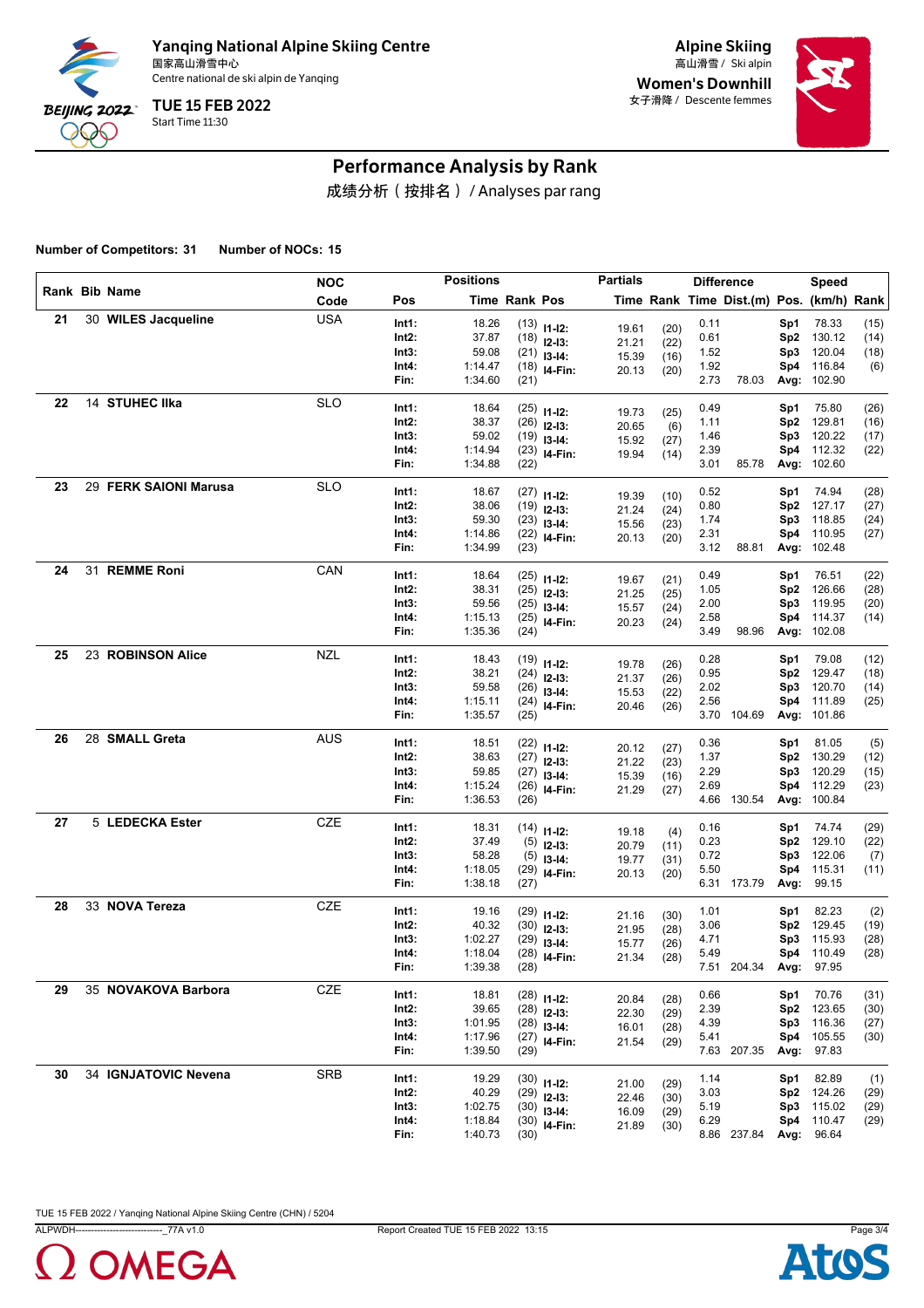# Yanqing National Alpine Skiing Centre

国家高山滑雪中心

Centre national de ski alpin de Yanqing

**TUE 15 FEB 2022**

Start Time 11:30

## Alpine Skiing

高山滑雪 / Ski alpin

## Women's Downhill

女子滑降 / Descente femmes

# Performance Analysis by Rank

成绩分析（按排名） / Analyses par rang

**Number of Competitors: 31** **Number of NOCs: 15**

| Rank | Bib | Name | NOC Code | Pos | Positions Time | Rank | Partials Pos | Time | Rank | Difference Time | Dist.(m) | Speed Pos. | (km/h) | Rank |
|---|---|---|---|---|---|---|---|---|---|---|---|---|---|---|
| 21 | 30 | WILES Jacqueline | USA | Int1: | 18.26 | (13) | I1-I2: | 19.61 | (20) | 0.11 | | Sp1 | 78.33 | (15) |
| | | | | Int2: | 37.87 | (18) | I2-I3: | 21.21 | (22) | 0.61 | | Sp2 | 130.12 | (14) |
| | | | | Int3: | 59.08 | (21) | I3-I4: | 15.39 | (16) | 1.52 | | Sp3 | 120.04 | (18) |
| | | | | Int4: | 1:14.47 | (18) | I4-Fin: | 20.13 | (20) | 1.92 | | Sp4 | 116.84 | (6) |
| | | | | Fin: | 1:34.60 | (21) | | | | 2.73 | 78.03 | Avg: | 102.90 | |
| 22 | 14 | STUHEC Ilka | SLO | Int1: | 18.64 | (25) | I1-I2: | 19.73 | (25) | 0.49 | | Sp1 | 75.80 | (26) |
| | | | | Int2: | 38.37 | (26) | I2-I3: | 20.65 | (6) | 1.11 | | Sp2 | 129.81 | (16) |
| | | | | Int3: | 59.02 | (19) | I3-I4: | 15.92 | (27) | 1.46 | | Sp3 | 120.22 | (17) |
| | | | | Int4: | 1:14.94 | (23) | I4-Fin: | 19.94 | (14) | 2.39 | | Sp4 | 112.32 | (22) |
| | | | | Fin: | 1:34.88 | (22) | | | | 3.01 | 85.78 | Avg: | 102.60 | |
| 23 | 29 | FERK SAIONI Marusa | SLO | Int1: | 18.67 | (27) | I1-I2: | 19.39 | (10) | 0.52 | | Sp1 | 74.94 | (28) |
| | | | | Int2: | 38.06 | (19) | I2-I3: | 21.24 | (24) | 0.80 | | Sp2 | 127.17 | (27) |
| | | | | Int3: | 59.30 | (23) | I3-I4: | 15.56 | (23) | 1.74 | | Sp3 | 118.85 | (24) |
| | | | | Int4: | 1:14.86 | (22) | I4-Fin: | 20.13 | (20) | 2.31 | | Sp4 | 110.95 | (27) |
| | | | | Fin: | 1:34.99 | (23) | | | | 3.12 | 88.81 | Avg: | 102.48 | |
| 24 | 31 | REMME Roni | CAN | Int1: | 18.64 | (25) | I1-I2: | 19.67 | (21) | 0.49 | | Sp1 | 76.51 | (22) |
| | | | | Int2: | 38.31 | (25) | I2-I3: | 21.25 | (25) | 1.05 | | Sp2 | 126.66 | (28) |
| | | | | Int3: | 59.56 | (25) | I3-I4: | 15.57 | (24) | 2.00 | | Sp3 | 119.95 | (20) |
| | | | | Int4: | 1:15.13 | (25) | I4-Fin: | 20.23 | (24) | 2.58 | | Sp4 | 114.37 | (14) |
| | | | | Fin: | 1:35.36 | (24) | | | | 3.49 | 98.96 | Avg: | 102.08 | |
| 25 | 23 | ROBINSON Alice | NZL | Int1: | 18.43 | (19) | I1-I2: | 19.78 | (26) | 0.28 | | Sp1 | 79.08 | (12) |
| | | | | Int2: | 38.21 | (24) | I2-I3: | 21.37 | (26) | 0.95 | | Sp2 | 129.47 | (18) |
| | | | | Int3: | 59.58 | (26) | I3-I4: | 15.53 | (22) | 2.02 | | Sp3 | 120.70 | (14) |
| | | | | Int4: | 1:15.11 | (24) | I4-Fin: | 20.46 | (26) | 2.56 | | Sp4 | 111.89 | (25) |
| | | | | Fin: | 1:35.57 | (25) | | | | 3.70 | 104.69 | Avg: | 101.86 | |
| 26 | 28 | SMALL Greta | AUS | Int1: | 18.51 | (22) | I1-I2: | 20.12 | (27) | 0.36 | | Sp1 | 81.05 | (5) |
| | | | | Int2: | 38.63 | (27) | I2-I3: | 21.22 | (23) | 1.37 | | Sp2 | 130.29 | (12) |
| | | | | Int3: | 59.85 | (27) | I3-I4: | 15.39 | (16) | 2.29 | | Sp3 | 120.29 | (15) |
| | | | | Int4: | 1:15.24 | (26) | I4-Fin: | 21.29 | (27) | 2.69 | | Sp4 | 112.29 | (23) |
| | | | | Fin: | 1:36.53 | (26) | | | | 4.66 | 130.54 | Avg: | 100.84 | |
| 27 | 5 | LEDECKA Ester | CZE | Int1: | 18.31 | (14) | I1-I2: | 19.18 | (4) | 0.16 | | Sp1 | 74.74 | (29) |
| | | | | Int2: | 37.49 | (5) | I2-I3: | 20.79 | (11) | 0.23 | | Sp2 | 129.10 | (22) |
| | | | | Int3: | 58.28 | (5) | I3-I4: | 19.77 | (31) | 0.72 | | Sp3 | 122.06 | (7) |
| | | | | Int4: | 1:18.05 | (29) | I4-Fin: | 20.13 | (20) | 5.50 | | Sp4 | 115.31 | (11) |
| | | | | Fin: | 1:38.18 | (27) | | | | 6.31 | 173.79 | Avg: | 99.15 | |
| 28 | 33 | NOVA Tereza | CZE | Int1: | 19.16 | (29) | I1-I2: | 21.16 | (30) | 1.01 | | Sp1 | 82.23 | (2) |
| | | | | Int2: | 40.32 | (30) | I2-I3: | 21.95 | (28) | 3.06 | | Sp2 | 129.45 | (19) |
| | | | | Int3: | 1:02.27 | (29) | I3-I4: | 15.77 | (26) | 4.71 | | Sp3 | 115.93 | (28) |
| | | | | Int4: | 1:18.04 | (28) | I4-Fin: | 21.34 | (28) | 5.49 | | Sp4 | 110.49 | (28) |
| | | | | Fin: | 1:39.38 | (28) | | | | 7.51 | 204.34 | Avg: | 97.95 | |
| 29 | 35 | NOVAKOVA Barbora | CZE | Int1: | 18.81 | (28) | I1-I2: | 20.84 | (28) | 0.66 | | Sp1 | 70.76 | (31) |
| | | | | Int2: | 39.65 | (28) | I2-I3: | 22.30 | (29) | 2.39 | | Sp2 | 123.65 | (30) |
| | | | | Int3: | 1:01.95 | (28) | I3-I4: | 16.01 | (28) | 4.39 | | Sp3 | 116.36 | (27) |
| | | | | Int4: | 1:17.96 | (27) | I4-Fin: | 21.54 | (29) | 5.41 | | Sp4 | 105.55 | (30) |
| | | | | Fin: | 1:39.50 | (29) | | | | 7.63 | 207.35 | Avg: | 97.83 | |
| 30 | 34 | IGNJATOVIC Nevena | SRB | Int1: | 19.29 | (30) | I1-I2: | 21.00 | (29) | 1.14 | | Sp1 | 82.89 | (1) |
| | | | | Int2: | 40.29 | (29) | I2-I3: | 22.46 | (30) | 3.03 | | Sp2 | 124.26 | (29) |
| | | | | Int3: | 1:02.75 | (30) | I3-I4: | 16.09 | (29) | 5.19 | | Sp3 | 115.02 | (29) |
| | | | | Int4: | 1:18.84 | (30) | I4-Fin: | 21.89 | (30) | 6.29 | | Sp4 | 110.47 | (29) |
| | | | | Fin: | 1:40.73 | (30) | | | | 8.86 | 237.84 | Avg: | 96.64 | |

TUE 15 FEB 2022 / Yanqing National Alpine Skiing Centre (CHN) / 5204

ALPWDH---------------------------_77A v1.0 Report Created TUE 15 FEB 2022 13:15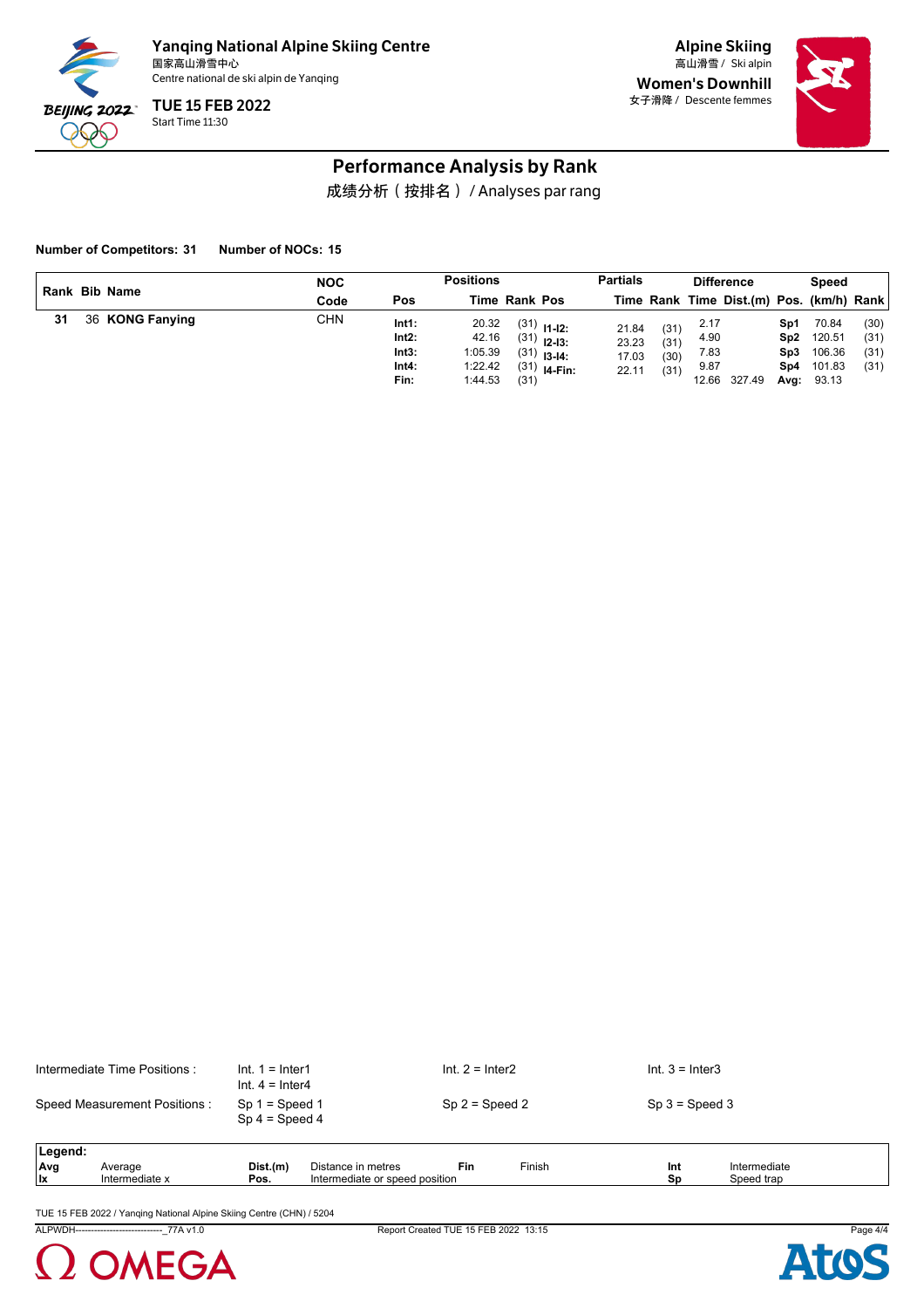Yanqing National Alpine Skiing Centre
国家高山滑雪中心
Centre national de ski alpin de Yanqing

TUE 15 FEB 2022
Start Time 11:30

Alpine Skiing
高山滑雪 / Ski alpin
Women's Downhill
女子滑降 / Descente femmes

# Performance Analysis by Rank

成绩分析（按排名） / Analyses par rang

**Number of Competitors: 31** **Number of NOCs: 15**

| Rank | Bib | Name | NOC Code | Pos | Positions Time | Positions Rank | Pos | Partials Time | Partials Rank | Difference Time | Difference Dist.(m) | Pos. | Speed (km/h) | Speed Rank |
|---|---|---|---|---|---|---|---|---|---|---|---|---|---|---|
| 31 | 36 | **KONG Fanying** | CHN | Int1: | 20.32 | (31) | I1-I2: | 21.84 | (31) | 2.17 | | Sp1 | 70.84 | (30) |
| | | | | Int2: | 42.16 | (31) | I2-I3: | 23.23 | (31) | 4.90 | | Sp2 | 120.51 | (31) |
| | | | | Int3: | 1:05.39 | (31) | I3-I4: | 17.03 | (30) | 7.83 | | Sp3 | 106.36 | (31) |
| | | | | Int4: | 1:22.42 | (31) | I4-Fin: | 22.11 | (31) | 9.87 | | Sp4 | 101.83 | (31) |
| | | | | Fin: | 1:44.53 | (31) | | | | 12.66 | 327.49 | Avg: | 93.13 | |

Intermediate Time Positions : Int. 1 = Inter1, Int. 2 = Inter2, Int. 3 = Inter3, Int. 4 = Inter4

Speed Measurement Positions : Sp 1 = Speed 1, Sp 2 = Speed 2, Sp 3 = Speed 3, Sp 4 = Speed 4

**Legend:**

| | | | | | | | |
|---|---|---|---|---|---|---|---|
| **Avg** | Average | **Dist.(m)** | Distance in metres | **Fin** | Finish | **Int** | Intermediate |
| **Ix** | Intermediate x | **Pos.** | Intermediate or speed position | | | **Sp** | Speed trap |

TUE 15 FEB 2022 / Yanqing National Alpine Skiing Centre (CHN) / 5204

ALPWDH---------------------------_77A v1.0 Report Created TUE 15 FEB 2022 13:15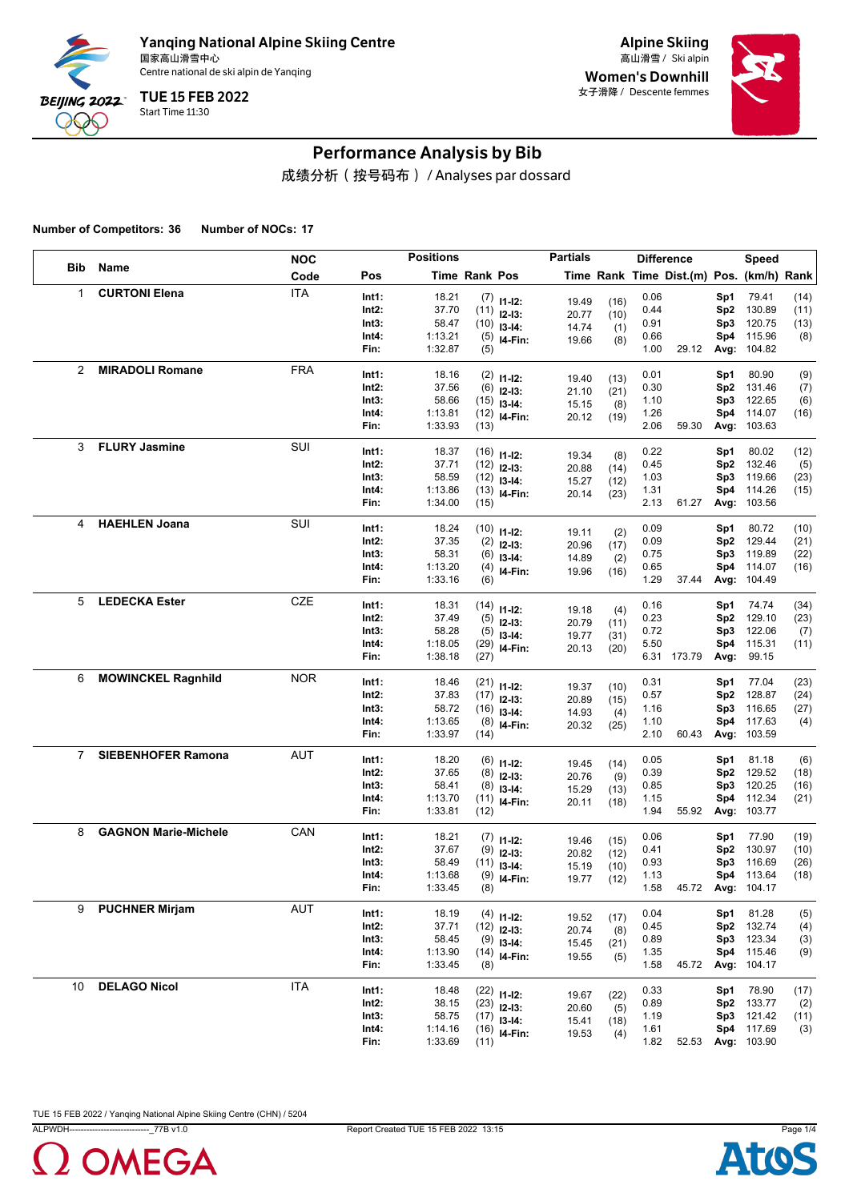# Yanqing National Alpine Skiing Centre

国家高山滑雪中心
Centre national de ski alpin de Yanqing

**TUE 15 FEB 2022**
Start Time 11:30

**Alpine Skiing**
高山滑雪 / Ski alpin

**Women's Downhill**
女子滑降 / Descente femmes

## Performance Analysis by Bib

成绩分析（按号码布）/ Analyses par dossard

**Number of Competitors: 36** **Number of NOCs: 17**

| Bib | Name | NOC Code | Pos | Positions Time | Rank | Partials Pos | Time | Rank | Difference Time | Dist.(m) | Pos. | Speed (km/h) | Rank |
|---|---|---|---|---|---|---|---|---|---|---|---|---|---|
| 1 | **CURTONI Elena** | ITA | Int1: | 18.21 | (7) | I1-I2: | 19.49 | (16) | 0.06 | | Sp1 | 79.41 | (14) |
| | | | Int2: | 37.70 | (11) | I2-I3: | 20.77 | (10) | 0.44 | | Sp2 | 130.89 | (11) |
| | | | Int3: | 58.47 | (10) | I3-I4: | 14.74 | (1) | 0.91 | | Sp3 | 120.75 | (13) |
| | | | Int4: | 1:13.21 | (5) | I4-Fin: | 19.66 | (8) | 0.66 | | Sp4 | 115.96 | (8) |
| | | | Fin: | 1:32.87 | (5) | | | | 1.00 | 29.12 | Avg: | 104.82 | |
| 2 | **MIRADOLI Romane** | FRA | Int1: | 18.16 | (2) | I1-I2: | 19.40 | (13) | 0.01 | | Sp1 | 80.90 | (9) |
| | | | Int2: | 37.56 | (6) | I2-I3: | 21.10 | (21) | 0.30 | | Sp2 | 131.46 | (7) |
| | | | Int3: | 58.66 | (15) | I3-I4: | 15.15 | (8) | 1.10 | | Sp3 | 122.65 | (6) |
| | | | Int4: | 1:13.81 | (12) | I4-Fin: | 20.12 | (19) | 1.26 | | Sp4 | 114.07 | (16) |
| | | | Fin: | 1:33.93 | (13) | | | | 2.06 | 59.30 | Avg: | 103.63 | |
| 3 | **FLURY Jasmine** | SUI | Int1: | 18.37 | (16) | I1-I2: | 19.34 | (8) | 0.22 | | Sp1 | 80.02 | (12) |
| | | | Int2: | 37.71 | (12) | I2-I3: | 20.88 | (14) | 0.45 | | Sp2 | 132.46 | (5) |
| | | | Int3: | 58.59 | (12) | I3-I4: | 15.27 | (12) | 1.03 | | Sp3 | 119.66 | (23) |
| | | | Int4: | 1:13.86 | (13) | I4-Fin: | 20.14 | (23) | 1.31 | | Sp4 | 114.26 | (15) |
| | | | Fin: | 1:34.00 | (15) | | | | 2.13 | 61.27 | Avg: | 103.56 | |
| 4 | **HAEHLEN Joana** | SUI | Int1: | 18.24 | (10) | I1-I2: | 19.11 | (2) | 0.09 | | Sp1 | 80.72 | (10) |
| | | | Int2: | 37.35 | (2) | I2-I3: | 20.96 | (17) | 0.09 | | Sp2 | 129.44 | (21) |
| | | | Int3: | 58.31 | (6) | I3-I4: | 14.89 | (2) | 0.75 | | Sp3 | 119.89 | (22) |
| | | | Int4: | 1:13.20 | (4) | I4-Fin: | 19.96 | (16) | 0.65 | | Sp4 | 114.07 | (16) |
| | | | Fin: | 1:33.16 | (6) | | | | 1.29 | 37.44 | Avg: | 104.49 | |
| 5 | **LEDECKA Ester** | CZE | Int1: | 18.31 | (14) | I1-I2: | 19.18 | (4) | 0.16 | | Sp1 | 74.74 | (34) |
| | | | Int2: | 37.49 | (5) | I2-I3: | 20.79 | (11) | 0.23 | | Sp2 | 129.10 | (23) |
| | | | Int3: | 58.28 | (5) | I3-I4: | 19.77 | (31) | 0.72 | | Sp3 | 122.06 | (7) |
| | | | Int4: | 1:18.05 | (29) | I4-Fin: | 20.13 | (20) | 5.50 | | Sp4 | 115.31 | (11) |
| | | | Fin: | 1:38.18 | (27) | | | | 6.31 | 173.79 | Avg: | 99.15 | |
| 6 | **MOWINCKEL Ragnhild** | NOR | Int1: | 18.46 | (21) | I1-I2: | 19.37 | (10) | 0.31 | | Sp1 | 77.04 | (23) |
| | | | Int2: | 37.83 | (17) | I2-I3: | 20.89 | (15) | 0.57 | | Sp2 | 128.87 | (24) |
| | | | Int3: | 58.72 | (16) | I3-I4: | 14.93 | (4) | 1.16 | | Sp3 | 116.65 | (27) |
| | | | Int4: | 1:13.65 | (8) | I4-Fin: | 20.32 | (25) | 1.10 | | Sp4 | 117.63 | (4) |
| | | | Fin: | 1:33.97 | (14) | | | | 2.10 | 60.43 | Avg: | 103.59 | |
| 7 | **SIEBENHOFER Ramona** | AUT | Int1: | 18.20 | (6) | I1-I2: | 19.45 | (14) | 0.05 | | Sp1 | 81.18 | (6) |
| | | | Int2: | 37.65 | (8) | I2-I3: | 20.76 | (9) | 0.39 | | Sp2 | 129.52 | (18) |
| | | | Int3: | 58.41 | (8) | I3-I4: | 15.29 | (13) | 0.85 | | Sp3 | 120.25 | (16) |
| | | | Int4: | 1:13.70 | (11) | I4-Fin: | 20.11 | (18) | 1.15 | | Sp4 | 112.34 | (21) |
| | | | Fin: | 1:33.81 | (12) | | | | 1.94 | 55.92 | Avg: | 103.77 | |
| 8 | **GAGNON Marie-Michele** | CAN | Int1: | 18.21 | (7) | I1-I2: | 19.46 | (15) | 0.06 | | Sp1 | 77.90 | (19) |
| | | | Int2: | 37.67 | (9) | I2-I3: | 20.82 | (12) | 0.41 | | Sp2 | 130.97 | (10) |
| | | | Int3: | 58.49 | (11) | I3-I4: | 15.19 | (10) | 0.93 | | Sp3 | 116.69 | (26) |
| | | | Int4: | 1:13.68 | (9) | I4-Fin: | 19.77 | (12) | 1.13 | | Sp4 | 113.64 | (18) |
| | | | Fin: | 1:33.45 | (8) | | | | 1.58 | 45.72 | Avg: | 104.17 | |
| 9 | **PUCHNER Mirjam** | AUT | Int1: | 18.19 | (4) | I1-I2: | 19.52 | (17) | 0.04 | | Sp1 | 81.28 | (5) |
| | | | Int2: | 37.71 | (12) | I2-I3: | 20.74 | (8) | 0.45 | | Sp2 | 132.74 | (4) |
| | | | Int3: | 58.45 | (9) | I3-I4: | 15.45 | (21) | 0.89 | | Sp3 | 123.34 | (3) |
| | | | Int4: | 1:13.90 | (14) | I4-Fin: | 19.55 | (5) | 1.35 | | Sp4 | 115.46 | (9) |
| | | | Fin: | 1:33.45 | (8) | | | | 1.58 | 45.72 | Avg: | 104.17 | |
| 10 | **DELAGO Nicol** | ITA | Int1: | 18.48 | (22) | I1-I2: | 19.67 | (22) | 0.33 | | Sp1 | 78.90 | (17) |
| | | | Int2: | 38.15 | (23) | I2-I3: | 20.60 | (5) | 0.89 | | Sp2 | 133.77 | (2) |
| | | | Int3: | 58.75 | (17) | I3-I4: | 15.41 | (18) | 1.19 | | Sp3 | 121.42 | (11) |
| | | | Int4: | 1:14.16 | (16) | I4-Fin: | 19.53 | (4) | 1.61 | | Sp4 | 117.69 | (3) |
| | | | Fin: | 1:33.69 | (11) | | | | 1.82 | 52.53 | Avg: | 103.90 | |

TUE 15 FEB 2022 / Yanqing National Alpine Skiing Centre (CHN) / 5204

ALPWDH---------------------------_77B v1.0 Report Created TUE 15 FEB 2022 13:15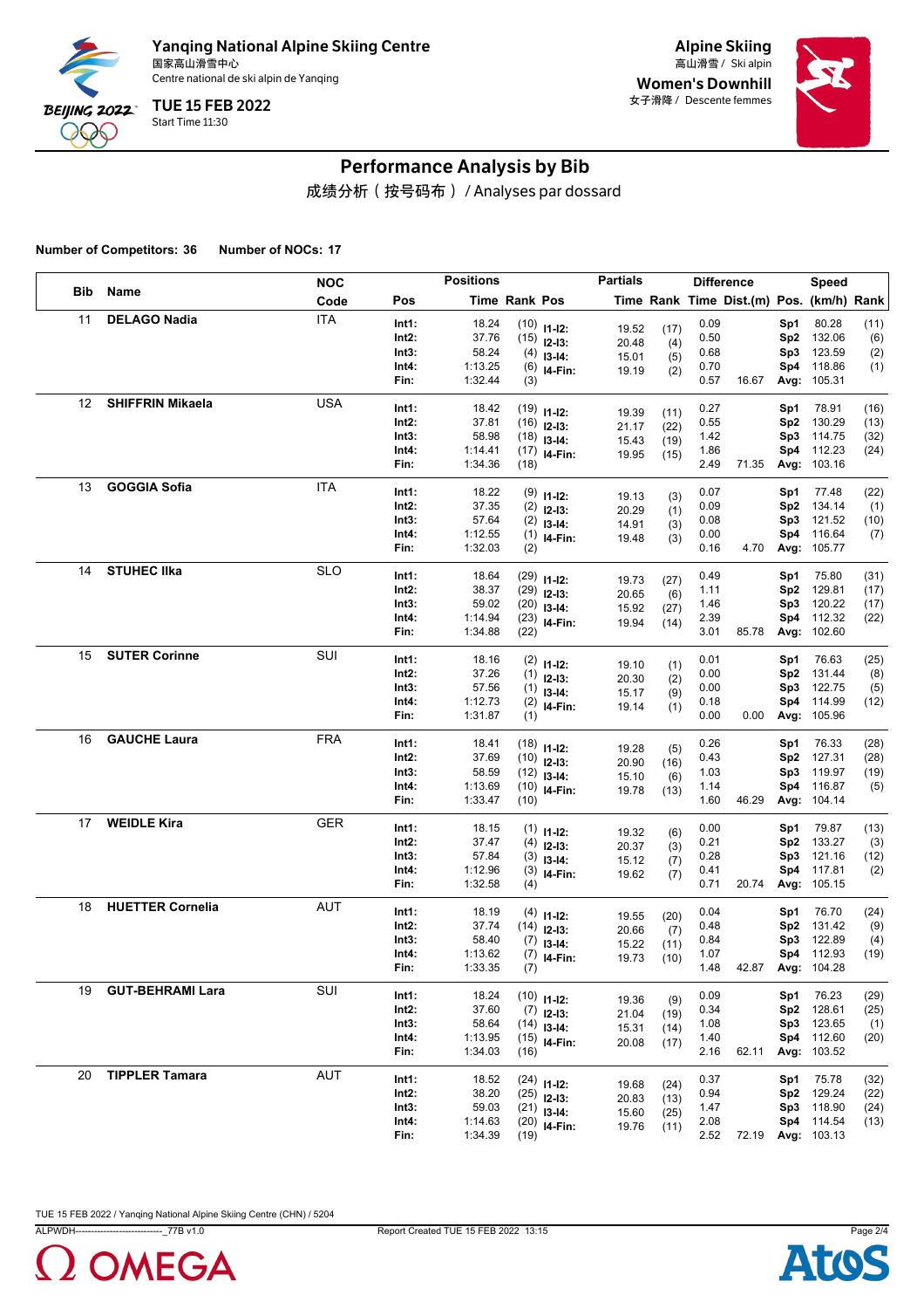**Yanqing National Alpine Skiing Centre**
国家高山滑雪中心
Centre national de ski alpin de Yanqing

**TUE 15 FEB 2022**
Start Time 11:30

**Alpine Skiing**
高山滑雪 / Ski alpin

**Women's Downhill**
女子滑降 / Descente femmes

# Performance Analysis by Bib

成绩分析（按号码布） / Analyses par dossard

**Number of Competitors: 36 Number of NOCs: 17**

| Bib | Name | NOC Code | Pos | Time | Rank | Pos | Partials Time | Rank | Difference Time | Dist.(m) | Pos. | Speed (km/h) | Rank |
|---|---|---|---|---|---|---|---|---|---|---|---|---|---|
| 11 | **DELAGO Nadia** | ITA | **Int1:** | 18.24 | (10) | **I1-I2:** | 19.52 | (17) | 0.09 | | **Sp1** | 80.28 | (11) |
| | | | **Int2:** | 37.76 | (15) | **I2-I3:** | 20.48 | (4) | 0.50 | | **Sp2** | 132.06 | (6) |
| | | | **Int3:** | 58.24 | (4) | **I3-I4:** | 15.01 | (5) | 0.68 | | **Sp3** | 123.59 | (2) |
| | | | **Int4:** | 1:13.25 | (6) | **I4-Fin:** | 19.19 | (2) | 0.70 | | **Sp4** | 118.86 | (1) |
| | | | **Fin:** | 1:32.44 | (3) | | | | 0.57 | 16.67 | **Avg:** | 105.31 | |
| 12 | **SHIFFRIN Mikaela** | USA | **Int1:** | 18.42 | (19) | **I1-I2:** | 19.39 | (11) | 0.27 | | **Sp1** | 78.91 | (16) |
| | | | **Int2:** | 37.81 | (16) | **I2-I3:** | 21.17 | (22) | 0.55 | | **Sp2** | 130.29 | (13) |
| | | | **Int3:** | 58.98 | (18) | **I3-I4:** | 15.43 | (19) | 1.42 | | **Sp3** | 114.75 | (32) |
| | | | **Int4:** | 1:14.41 | (17) | **I4-Fin:** | 19.95 | (15) | 1.86 | | **Sp4** | 112.23 | (24) |
| | | | **Fin:** | 1:34.36 | (18) | | | | 2.49 | 71.35 | **Avg:** | 103.16 | |
| 13 | **GOGGIA Sofia** | ITA | **Int1:** | 18.22 | (9) | **I1-I2:** | 19.13 | (3) | 0.07 | | **Sp1** | 77.48 | (22) |
| | | | **Int2:** | 37.35 | (2) | **I2-I3:** | 20.29 | (1) | 0.09 | | **Sp2** | 134.14 | (1) |
| | | | **Int3:** | 57.64 | (2) | **I3-I4:** | 14.91 | (3) | 0.08 | | **Sp3** | 121.52 | (10) |
| | | | **Int4:** | 1:12.55 | (1) | **I4-Fin:** | 19.48 | (3) | 0.00 | | **Sp4** | 116.64 | (7) |
| | | | **Fin:** | 1:32.03 | (2) | | | | 0.16 | 4.70 | **Avg:** | 105.77 | |
| 14 | **STUHEC Ilka** | SLO | **Int1:** | 18.64 | (29) | **I1-I2:** | 19.73 | (27) | 0.49 | | **Sp1** | 75.80 | (31) |
| | | | **Int2:** | 38.37 | (29) | **I2-I3:** | 20.65 | (6) | 1.11 | | **Sp2** | 129.81 | (17) |
| | | | **Int3:** | 59.02 | (20) | **I3-I4:** | 15.92 | (27) | 1.46 | | **Sp3** | 120.22 | (17) |
| | | | **Int4:** | 1:14.94 | (23) | **I4-Fin:** | 19.94 | (14) | 2.39 | | **Sp4** | 112.32 | (22) |
| | | | **Fin:** | 1:34.88 | (22) | | | | 3.01 | 85.78 | **Avg:** | 102.60 | |
| 15 | **SUTER Corinne** | SUI | **Int1:** | 18.16 | (2) | **I1-I2:** | 19.10 | (1) | 0.01 | | **Sp1** | 76.63 | (25) |
| | | | **Int2:** | 37.26 | (1) | **I2-I3:** | 20.30 | (2) | 0.00 | | **Sp2** | 131.44 | (8) |
| | | | **Int3:** | 57.56 | (1) | **I3-I4:** | 15.17 | (9) | 0.00 | | **Sp3** | 122.75 | (5) |
| | | | **Int4:** | 1:12.73 | (2) | **I4-Fin:** | 19.14 | (1) | 0.18 | | **Sp4** | 114.99 | (12) |
| | | | **Fin:** | 1:31.87 | (1) | | | | 0.00 | 0.00 | **Avg:** | 105.96 | |
| 16 | **GAUCHE Laura** | FRA | **Int1:** | 18.41 | (18) | **I1-I2:** | 19.28 | (5) | 0.26 | | **Sp1** | 76.33 | (28) |
| | | | **Int2:** | 37.69 | (10) | **I2-I3:** | 20.90 | (16) | 0.43 | | **Sp2** | 127.31 | (28) |
| | | | **Int3:** | 58.59 | (12) | **I3-I4:** | 15.10 | (6) | 1.03 | | **Sp3** | 119.97 | (19) |
| | | | **Int4:** | 1:13.69 | (10) | **I4-Fin:** | 19.78 | (13) | 1.14 | | **Sp4** | 116.87 | (5) |
| | | | **Fin:** | 1:33.47 | (10) | | | | 1.60 | 46.29 | **Avg:** | 104.14 | |
| 17 | **WEIDLE Kira** | GER | **Int1:** | 18.15 | (1) | **I1-I2:** | 19.32 | (6) | 0.00 | | **Sp1** | 79.87 | (13) |
| | | | **Int2:** | 37.47 | (4) | **I2-I3:** | 20.37 | (3) | 0.21 | | **Sp2** | 133.27 | (3) |
| | | | **Int3:** | 57.84 | (3) | **I3-I4:** | 15.12 | (7) | 0.28 | | **Sp3** | 121.16 | (12) |
| | | | **Int4:** | 1:12.96 | (3) | **I4-Fin:** | 19.62 | (7) | 0.41 | | **Sp4** | 117.81 | (2) |
| | | | **Fin:** | 1:32.58 | (4) | | | | 0.71 | 20.74 | **Avg:** | 105.15 | |
| 18 | **HUETTER Cornelia** | AUT | **Int1:** | 18.19 | (4) | **I1-I2:** | 19.55 | (20) | 0.04 | | **Sp1** | 76.70 | (24) |
| | | | **Int2:** | 37.74 | (14) | **I2-I3:** | 20.66 | (7) | 0.48 | | **Sp2** | 131.42 | (9) |
| | | | **Int3:** | 58.40 | (7) | **I3-I4:** | 15.22 | (11) | 0.84 | | **Sp3** | 122.89 | (4) |
| | | | **Int4:** | 1:13.62 | (7) | **I4-Fin:** | 19.73 | (10) | 1.07 | | **Sp4** | 112.93 | (19) |
| | | | **Fin:** | 1:33.35 | (7) | | | | 1.48 | 42.87 | **Avg:** | 104.28 | |
| 19 | **GUT-BEHRAMI Lara** | SUI | **Int1:** | 18.24 | (10) | **I1-I2:** | 19.36 | (9) | 0.09 | | **Sp1** | 76.23 | (29) |
| | | | **Int2:** | 37.60 | (7) | **I2-I3:** | 21.04 | (19) | 0.34 | | **Sp2** | 128.61 | (25) |
| | | | **Int3:** | 58.64 | (14) | **I3-I4:** | 15.31 | (14) | 1.08 | | **Sp3** | 123.65 | (1) |
| | | | **Int4:** | 1:13.95 | (15) | **I4-Fin:** | 20.08 | (17) | 1.40 | | **Sp4** | 112.60 | (20) |
| | | | **Fin:** | 1:34.03 | (16) | | | | 2.16 | 62.11 | **Avg:** | 103.52 | |
| 20 | **TIPPLER Tamara** | AUT | **Int1:** | 18.52 | (24) | **I1-I2:** | 19.68 | (24) | 0.37 | | **Sp1** | 75.78 | (32) |
| | | | **Int2:** | 38.20 | (25) | **I2-I3:** | 20.83 | (13) | 0.94 | | **Sp2** | 129.24 | (22) |
| | | | **Int3:** | 59.03 | (21) | **I3-I4:** | 15.60 | (25) | 1.47 | | **Sp3** | 118.90 | (24) |
| | | | **Int4:** | 1:14.63 | (20) | **I4-Fin:** | 19.76 | (11) | 2.08 | | **Sp4** | 114.54 | (13) |
| | | | **Fin:** | 1:34.39 | (19) | | | | 2.52 | 72.19 | **Avg:** | 103.13 | |

TUE 15 FEB 2022 / Yanqing National Alpine Skiing Centre (CHN) / 5204

ALPWDH---------------------------_77B v1.0 Report Created TUE 15 FEB 2022 13:15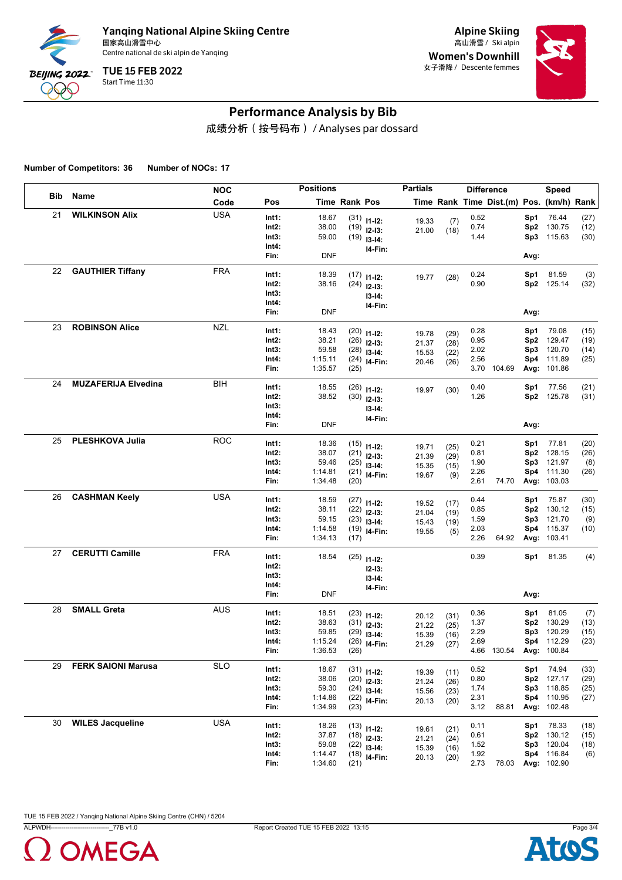# Yanqing National Alpine Skiing Centre

国家高山滑雪中心
Centre national de ski alpin de Yanqing

**TUE 15 FEB 2022**
Start Time 11:30

**Alpine Skiing**
高山滑雪 / Ski alpin

**Women's Downhill**
女子滑降 / Descente femmes

## Performance Analysis by Bib

成绩分析（按号码布）/ Analyses par dossard

**Number of Competitors: 36** **Number of NOCs: 17**

| Bib | Name | NOC Code | Pos | Positions Time | Rank | Pos | Partials Time | Rank | Difference Time | Dist.(m) | Pos. | Speed (km/h) | Rank |
|---|---|---|---|---|---|---|---|---|---|---|---|---|---|
| 21 | WILKINSON Alix | USA | Int1: | 18.67 | (31) | I1-I2: | 19.33 | (7) | 0.52 | | Sp1 | 76.44 | (27) |
| | | | Int2: | 38.00 | (19) | I2-I3: | 21.00 | (18) | 0.74 | | Sp2 | 130.75 | (12) |
| | | | Int3: | 59.00 | (19) | I3-I4: | | | 1.44 | | Sp3 | 115.63 | (30) |
| | | | Int4: | | | I4-Fin: | | | | | | | |
| | | | Fin: | DNF | | | | | | | Avg: | | |
| 22 | GAUTHIER Tiffany | FRA | Int1: | 18.39 | (17) | I1-I2: | 19.77 | (28) | 0.24 | | Sp1 | 81.59 | (3) |
| | | | Int2: | 38.16 | (24) | I2-I3: | | | 0.90 | | Sp2 | 125.14 | (32) |
| | | | Int3: | | | I3-I4: | | | | | | | |
| | | | Int4: | | | I4-Fin: | | | | | | | |
| | | | Fin: | DNF | | | | | | | Avg: | | |
| 23 | ROBINSON Alice | NZL | Int1: | 18.43 | (20) | I1-I2: | 19.78 | (29) | 0.28 | | Sp1 | 79.08 | (15) |
| | | | Int2: | 38.21 | (26) | I2-I3: | 21.37 | (28) | 0.95 | | Sp2 | 129.47 | (19) |
| | | | Int3: | 59.58 | (28) | I3-I4: | 15.53 | (22) | 2.02 | | Sp3 | 120.70 | (14) |
| | | | Int4: | 1:15.11 | (24) | I4-Fin: | 20.46 | (26) | 2.56 | | Sp4 | 111.89 | (25) |
| | | | Fin: | 1:35.57 | (25) | | | | 3.70 | 104.69 | Avg: | 101.86 | |
| 24 | MUZAFERIJA Elvedina | BIH | Int1: | 18.55 | (26) | I1-I2: | 19.97 | (30) | 0.40 | | Sp1 | 77.56 | (21) |
| | | | Int2: | 38.52 | (30) | I2-I3: | | | 1.26 | | Sp2 | 125.78 | (31) |
| | | | Int3: | | | I3-I4: | | | | | | | |
| | | | Int4: | | | I4-Fin: | | | | | | | |
| | | | Fin: | DNF | | | | | | | Avg: | | |
| 25 | PLESHKOVA Julia | ROC | Int1: | 18.36 | (15) | I1-I2: | 19.71 | (25) | 0.21 | | Sp1 | 77.81 | (20) |
| | | | Int2: | 38.07 | (21) | I2-I3: | 21.39 | (29) | 0.81 | | Sp2 | 128.15 | (26) |
| | | | Int3: | 59.46 | (25) | I3-I4: | 15.35 | (15) | 1.90 | | Sp3 | 121.97 | (8) |
| | | | Int4: | 1:14.81 | (21) | I4-Fin: | 19.67 | (9) | 2.26 | | Sp4 | 111.30 | (26) |
| | | | Fin: | 1:34.48 | (20) | | | | 2.61 | 74.70 | Avg: | 103.03 | |
| 26 | CASHMAN Keely | USA | Int1: | 18.59 | (27) | I1-I2: | 19.52 | (17) | 0.44 | | Sp1 | 75.87 | (30) |
| | | | Int2: | 38.11 | (22) | I2-I3: | 21.04 | (19) | 0.85 | | Sp2 | 130.12 | (15) |
| | | | Int3: | 59.15 | (23) | I3-I4: | 15.43 | (19) | 1.59 | | Sp3 | 121.70 | (9) |
| | | | Int4: | 1:14.58 | (19) | I4-Fin: | 19.55 | (5) | 2.03 | | Sp4 | 115.37 | (10) |
| | | | Fin: | 1:34.13 | (17) | | | | 2.26 | 64.92 | Avg: | 103.41 | |
| 27 | CERUTTI Camille | FRA | Int1: | 18.54 | (25) | I1-I2: | | | 0.39 | | Sp1 | 81.35 | (4) |
| | | | Int2: | | | I2-I3: | | | | | | | |
| | | | Int3: | | | I3-I4: | | | | | | | |
| | | | Int4: | | | I4-Fin: | | | | | | | |
| | | | Fin: | DNF | | | | | | | Avg: | | |
| 28 | SMALL Greta | AUS | Int1: | 18.51 | (23) | I1-I2: | 20.12 | (31) | 0.36 | | Sp1 | 81.05 | (7) |
| | | | Int2: | 38.63 | (31) | I2-I3: | 21.22 | (25) | 1.37 | | Sp2 | 130.29 | (13) |
| | | | Int3: | 59.85 | (29) | I3-I4: | 15.39 | (16) | 2.29 | | Sp3 | 120.29 | (15) |
| | | | Int4: | 1:15.24 | (26) | I4-Fin: | 21.29 | (27) | 2.69 | | Sp4 | 112.29 | (23) |
| | | | Fin: | 1:36.53 | (26) | | | | 4.66 | 130.54 | Avg: | 100.84 | |
| 29 | FERK SAIONI Marusa | SLO | Int1: | 18.67 | (31) | I1-I2: | 19.39 | (11) | 0.52 | | Sp1 | 74.94 | (33) |
| | | | Int2: | 38.06 | (20) | I2-I3: | 21.24 | (26) | 0.80 | | Sp2 | 127.17 | (29) |
| | | | Int3: | 59.30 | (24) | I3-I4: | 15.56 | (23) | 1.74 | | Sp3 | 118.85 | (25) |
| | | | Int4: | 1:14.86 | (22) | I4-Fin: | 20.13 | (20) | 2.31 | | Sp4 | 110.95 | (27) |
| | | | Fin: | 1:34.99 | (23) | | | | 3.12 | 88.81 | Avg: | 102.48 | |
| 30 | WILES Jacqueline | USA | Int1: | 18.26 | (13) | I1-I2: | 19.61 | (21) | 0.11 | | Sp1 | 78.33 | (18) |
| | | | Int2: | 37.87 | (18) | I2-I3: | 21.21 | (24) | 0.61 | | Sp2 | 130.12 | (15) |
| | | | Int3: | 59.08 | (22) | I3-I4: | 15.39 | (16) | 1.52 | | Sp3 | 120.04 | (18) |
| | | | Int4: | 1:14.47 | (18) | I4-Fin: | 20.13 | (20) | 1.92 | | Sp4 | 116.84 | (6) |
| | | | Fin: | 1:34.60 | (21) | | | | 2.73 | 78.03 | Avg: | 102.90 | |

TUE 15 FEB 2022 / Yanqing National Alpine Skiing Centre (CHN) / 5204

ALPWDH----------------------------_77B v1.0    Report Created TUE 15 FEB 2022 13:15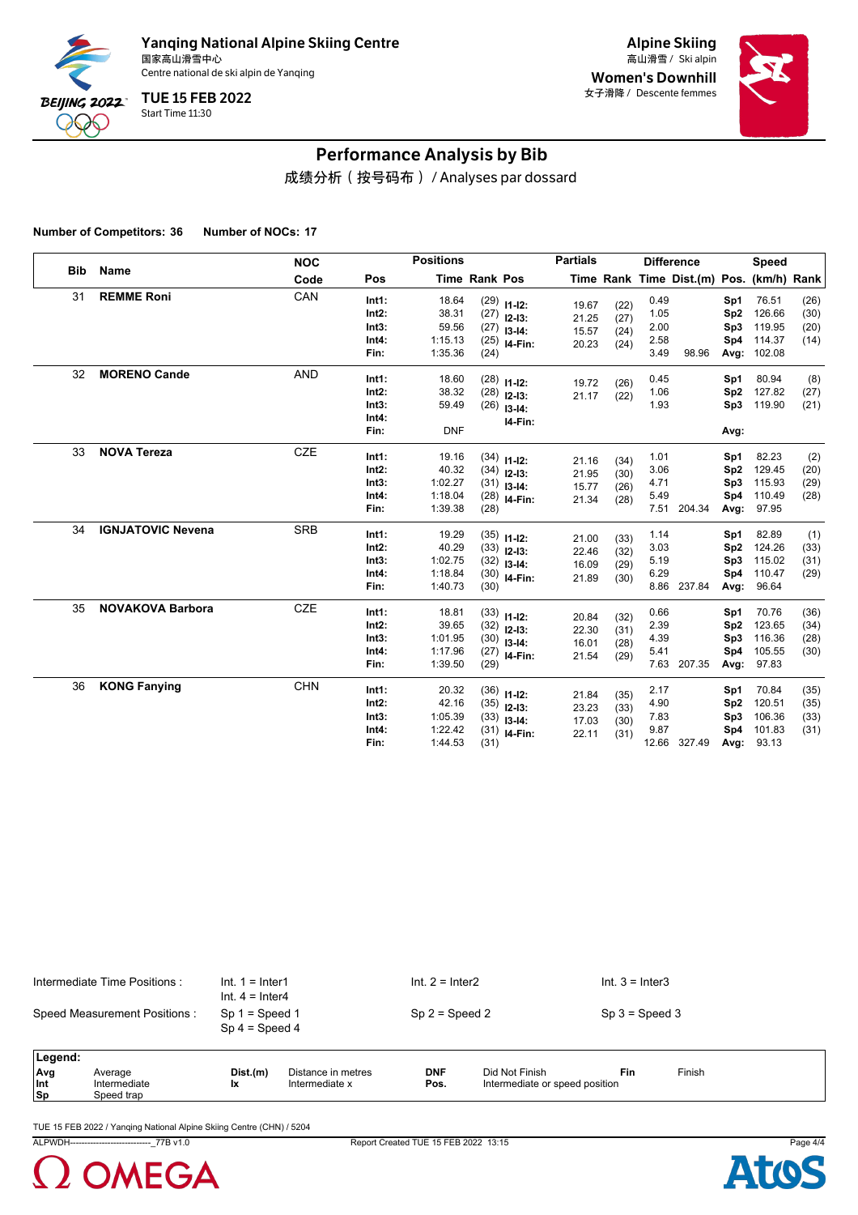# Yanqing National Alpine Skiing Centre

国家高山滑雪中心
Centre national de ski alpin de Yanqing

**TUE 15 FEB 2022**
Start Time 11:30

**Alpine Skiing**
高山滑雪 / Ski alpin

**Women's Downhill**
女子滑降 / Descente femmes

## Performance Analysis by Bib

成绩分析（按号码布）/ Analyses par dossard

**Number of Competitors: 36** **Number of NOCs: 17**

| Bib | Name | NOC Code | Pos | Positions Time | Positions Rank | Pos | Partials Time | Partials Rank | Difference Time | Difference Dist.(m) | Pos. | Speed (km/h) | Speed Rank |
|---|---|---|---|---|---|---|---|---|---|---|---|---|---|
| 31 | **REMME Roni** | CAN | **Int1:** | 18.64 | (29) | **I1-I2:** | 19.67 | (22) | 0.49 | | **Sp1** | 76.51 | (26) |
| | | | **Int2:** | 38.31 | (27) | **I2-I3:** | 21.25 | (27) | 1.05 | | **Sp2** | 126.66 | (30) |
| | | | **Int3:** | 59.56 | (27) | **I3-I4:** | 15.57 | (24) | 2.00 | | **Sp3** | 119.95 | (20) |
| | | | **Int4:** | 1:15.13 | (25) | **I4-Fin:** | 20.23 | (24) | 2.58 | | **Sp4** | 114.37 | (14) |
| | | | **Fin:** | 1:35.36 | (24) | | | | 3.49 | 98.96 | **Avg:** | 102.08 | |
| 32 | **MORENO Cande** | AND | **Int1:** | 18.60 | (28) | **I1-I2:** | 19.72 | (26) | 0.45 | | **Sp1** | 80.94 | (8) |
| | | | **Int2:** | 38.32 | (28) | **I2-I3:** | 21.17 | (22) | 1.06 | | **Sp2** | 127.82 | (27) |
| | | | **Int3:** | 59.49 | (26) | **I3-I4:** | | | 1.93 | | **Sp3** | 119.90 | (21) |
| | | | **Int4:** | | | **I4-Fin:** | | | | | | | |
| | | | **Fin:** | DNF | | | | | | | **Avg:** | | |
| 33 | **NOVA Tereza** | CZE | **Int1:** | 19.16 | (34) | **I1-I2:** | 21.16 | (34) | 1.01 | | **Sp1** | 82.23 | (2) |
| | | | **Int2:** | 40.32 | (34) | **I2-I3:** | 21.95 | (30) | 3.06 | | **Sp2** | 129.45 | (20) |
| | | | **Int3:** | 1:02.27 | (31) | **I3-I4:** | 15.77 | (26) | 4.71 | | **Sp3** | 115.93 | (29) |
| | | | **Int4:** | 1:18.04 | (28) | **I4-Fin:** | 21.34 | (28) | 5.49 | | **Sp4** | 110.49 | (28) |
| | | | **Fin:** | 1:39.38 | (28) | | | | 7.51 | 204.34 | **Avg:** | 97.95 | |
| 34 | **IGNJATOVIC Nevena** | SRB | **Int1:** | 19.29 | (35) | **I1-I2:** | 21.00 | (33) | 1.14 | | **Sp1** | 82.89 | (1) |
| | | | **Int2:** | 40.29 | (33) | **I2-I3:** | 22.46 | (32) | 3.03 | | **Sp2** | 124.26 | (33) |
| | | | **Int3:** | 1:02.75 | (32) | **I3-I4:** | 16.09 | (29) | 5.19 | | **Sp3** | 115.02 | (31) |
| | | | **Int4:** | 1:18.84 | (30) | **I4-Fin:** | 21.89 | (30) | 6.29 | | **Sp4** | 110.47 | (29) |
| | | | **Fin:** | 1:40.73 | (30) | | | | 8.86 | 237.84 | **Avg:** | 96.64 | |
| 35 | **NOVAKOVA Barbora** | CZE | **Int1:** | 18.81 | (33) | **I1-I2:** | 20.84 | (32) | 0.66 | | **Sp1** | 70.76 | (36) |
| | | | **Int2:** | 39.65 | (32) | **I2-I3:** | 22.30 | (31) | 2.39 | | **Sp2** | 123.65 | (34) |
| | | | **Int3:** | 1:01.95 | (30) | **I3-I4:** | 16.01 | (28) | 4.39 | | **Sp3** | 116.36 | (28) |
| | | | **Int4:** | 1:17.96 | (27) | **I4-Fin:** | 21.54 | (29) | 5.41 | | **Sp4** | 105.55 | (30) |
| | | | **Fin:** | 1:39.50 | (29) | | | | 7.63 | 207.35 | **Avg:** | 97.83 | |
| 36 | **KONG Fanying** | CHN | **Int1:** | 20.32 | (36) | **I1-I2:** | 21.84 | (35) | 2.17 | | **Sp1** | 70.84 | (35) |
| | | | **Int2:** | 42.16 | (35) | **I2-I3:** | 23.23 | (33) | 4.90 | | **Sp2** | 120.51 | (35) |
| | | | **Int3:** | 1:05.39 | (33) | **I3-I4:** | 17.03 | (30) | 7.83 | | **Sp3** | 106.36 | (33) |
| | | | **Int4:** | 1:22.42 | (31) | **I4-Fin:** | 22.11 | (31) | 9.87 | | **Sp4** | 101.83 | (31) |
| | | | **Fin:** | 1:44.53 | (31) | | | | 12.66 | 327.49 | **Avg:** | 93.13 | |

Intermediate Time Positions : Int. 1 = Inter1, Int. 2 = Inter2, Int. 3 = Inter3, Int. 4 = Inter4

Speed Measurement Positions : Sp 1 = Speed 1, Sp 2 = Speed 2, Sp 3 = Speed 3, Sp 4 = Speed 4

**Legend:**

| | | | | | | | |
|---|---|---|---|---|---|---|---|
| **Avg** | Average | **Dist.(m)** | Distance in metres | **DNF** | Did Not Finish | **Fin** | Finish |
| **Int** | Intermediate | **Ix** | Intermediate x | **Pos.** | Intermediate or speed position | | |
| **Sp** | Speed trap | | | | | | |

TUE 15 FEB 2022 / Yanqing National Alpine Skiing Centre (CHN) / 5204

ALPWDH---------------------------_77B v1.0 Report Created TUE 15 FEB 2022 13:15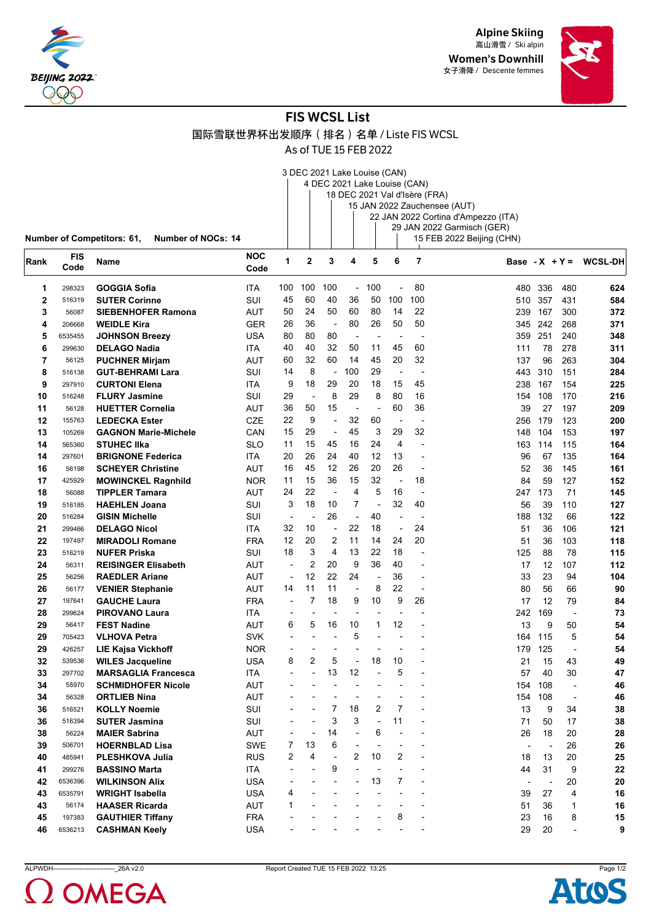Alpine Skiing
高山滑雪 / Ski alpin

Women's Downhill
女子滑降 / Descente femmes

# FIS WCSL List

## 国际雪联世界杯出发顺序（排名）名单 / Liste FIS WCSL

As of TUE 15 FEB 2022

1. 3 DEC 2021 Lake Louise (CAN)
2. 4 DEC 2021 Lake Louise (CAN)
3. 18 DEC 2021 Val d'Isère (FRA)
4. 15 JAN 2022 Zauchensee (AUT)
5. 22 JAN 2022 Cortina d'Ampezzo (ITA)
6. 29 JAN 2022 Garmisch (GER)
7. 15 FEB 2022 Beijing (CHN)

**Number of Competitors: 61, Number of NOCs: 14**

| Rank | FIS Code | Name | NOC Code | 1 | 2 | 3 | 4 | 5 | 6 | 7 | Base | -X | +Y = | WCSL-DH |
|---|---|---|---|---|---|---|---|---|---|---|---|---|---|---|
| 1 | 298323 | GOGGIA Sofia | ITA | 100 | 100 | 100 | - | 100 | - | 80 | 480 | 336 | 480 | 624 |
| 2 | 516319 | SUTER Corinne | SUI | 45 | 60 | 40 | 36 | 50 | 100 | 100 | 510 | 357 | 431 | 584 |
| 3 | 56087 | SIEBENHOFER Ramona | AUT | 50 | 24 | 50 | 60 | 80 | 14 | 22 | 239 | 167 | 300 | 372 |
| 4 | 206668 | WEIDLE Kira | GER | 26 | 36 | - | 80 | 26 | 50 | 50 | 345 | 242 | 268 | 371 |
| 5 | 6535455 | JOHNSON Breezy | USA | 80 | 80 | 80 | - | - | - | - | 359 | 251 | 240 | 348 |
| 6 | 299630 | DELAGO Nadia | ITA | 40 | 40 | 32 | 50 | 11 | 45 | 60 | 111 | 78 | 278 | 311 |
| 7 | 56125 | PUCHNER Mirjam | AUT | 60 | 32 | 60 | 14 | 45 | 20 | 32 | 137 | 96 | 263 | 304 |
| 8 | 516138 | GUT-BEHRAMI Lara | SUI | 14 | 8 | - | 100 | 29 | - | - | 443 | 310 | 151 | 284 |
| 9 | 297910 | CURTONI Elena | ITA | 9 | 18 | 29 | 20 | 18 | 15 | 45 | 238 | 167 | 154 | 225 |
| 10 | 516248 | FLURY Jasmine | SUI | 29 | - | 8 | 29 | 8 | 80 | 16 | 154 | 108 | 170 | 216 |
| 11 | 56128 | HUETTER Cornelia | AUT | 36 | 50 | 15 | - | - | 60 | 36 | 39 | 27 | 197 | 209 |
| 12 | 155763 | LEDECKA Ester | CZE | 22 | 9 | - | 32 | 60 | - | - | 256 | 179 | 123 | 200 |
| 13 | 105269 | GAGNON Marie-Michele | CAN | 15 | 29 | - | 45 | 3 | 29 | 32 | 148 | 104 | 153 | 197 |
| 14 | 565360 | STUHEC Ilka | SLO | 11 | 15 | 45 | 16 | 24 | 4 | - | 163 | 114 | 115 | 164 |
| 14 | 297601 | BRIGNONE Federica | ITA | 20 | 26 | 24 | 40 | 12 | 13 | - | 96 | 67 | 135 | 164 |
| 16 | 56198 | SCHEYER Christine | AUT | 16 | 45 | 12 | 26 | 20 | 26 | - | 52 | 36 | 145 | 161 |
| 17 | 425929 | MOWINCKEL Ragnhild | NOR | 11 | 15 | 36 | 15 | 32 | - | 18 | 84 | 59 | 127 | 152 |
| 18 | 56088 | TIPPLER Tamara | AUT | 24 | 22 | - | 4 | 5 | 16 | - | 247 | 173 | 71 | 145 |
| 19 | 516185 | HAEHLEN Joana | SUI | 3 | 18 | 10 | 7 | - | 32 | 40 | 56 | 39 | 110 | 127 |
| 20 | 516284 | GISIN Michelle | SUI | - | - | 26 | - | 40 | - | - | 188 | 132 | 66 | 122 |
| 21 | 299466 | DELAGO Nicol | ITA | 32 | 10 | - | 22 | 18 | - | 24 | 51 | 36 | 106 | 121 |
| 22 | 197497 | MIRADOLI Romane | FRA | 12 | 20 | 2 | 11 | 14 | 24 | 20 | 51 | 36 | 103 | 118 |
| 23 | 516219 | NUFER Priska | SUI | 18 | 3 | 4 | 13 | 22 | 18 | - | 125 | 88 | 78 | 115 |
| 24 | 56311 | REISINGER Elisabeth | AUT | - | 2 | 20 | 9 | 36 | 40 | - | 17 | 12 | 107 | 112 |
| 25 | 56256 | RAEDLER Ariane | AUT | - | 12 | 22 | 24 | - | 36 | - | 33 | 23 | 94 | 104 |
| 26 | 56177 | VENIER Stephanie | AUT | 14 | 11 | 11 | - | 8 | 22 | - | 80 | 56 | 66 | 90 |
| 27 | 197641 | GAUCHE Laura | FRA | - | 7 | 18 | 9 | 10 | 9 | 26 | 17 | 12 | 79 | 84 |
| 28 | 299624 | PIROVANO Laura | ITA | - | - | - | - | - | - | - | 242 | 169 | - | 73 |
| 29 | 56417 | FEST Nadine | AUT | 6 | 5 | 16 | 10 | 1 | 12 | - | 13 | 9 | 50 | 54 |
| 29 | 705423 | VLHOVA Petra | SVK | - | - | - | 5 | - | - | - | 164 | 115 | 5 | 54 |
| 29 | 426257 | LIE Kajsa Vickhoff | NOR | - | - | - | - | - | - | - | 179 | 125 | - | 54 |
| 32 | 539536 | WILES Jacqueline | USA | 8 | 2 | 5 | - | 18 | 10 | - | 21 | 15 | 43 | 49 |
| 33 | 297702 | MARSAGLIA Francesca | ITA | - | - | 13 | 12 | - | 5 | - | 57 | 40 | 30 | 47 |
| 34 | 55970 | SCHMIDHOFER Nicole | AUT | - | - | - | - | - | - | - | 154 | 108 | - | 46 |
| 34 | 56328 | ORTLIEB Nina | AUT | - | - | - | - | - | - | - | 154 | 108 | - | 46 |
| 36 | 516521 | KOLLY Noemie | SUI | - | - | 7 | 18 | 2 | 7 | - | 13 | 9 | 34 | 38 |
| 36 | 516394 | SUTER Jasmina | SUI | - | - | 3 | 3 | - | 11 | - | 71 | 50 | 17 | 38 |
| 38 | 56224 | MAIER Sabrina | AUT | - | - | 14 | - | 6 | - | - | 26 | 18 | 20 | 28 |
| 39 | 506701 | HOERNBLAD Lisa | SWE | 7 | 13 | 6 | - | - | - | - | - | - | 26 | 26 |
| 40 | 485941 | PLESHKOVA Julia | RUS | 2 | 4 | - | 2 | 10 | 2 | - | 18 | 13 | 20 | 25 |
| 41 | 299276 | BASSINO Marta | ITA | - | - | 9 | - | - | - | - | 44 | 31 | 9 | 22 |
| 42 | 6536396 | WILKINSON Alix | USA | - | - | - | - | 13 | 7 | - | - | - | 20 | 20 |
| 43 | 6535791 | WRIGHT Isabella | USA | 4 | - | - | - | - | - | - | 39 | 27 | 4 | 16 |
| 43 | 56174 | HAASER Ricarda | AUT | 1 | - | - | - | - | - | - | 51 | 36 | 1 | 16 |
| 45 | 197383 | GAUTHIER Tiffany | FRA | - | - | - | - | - | 8 | - | 23 | 16 | 8 | 15 |
| 46 | 6536213 | CASHMAN Keely | USA | - | - | - | - | - | - | - | 29 | 20 | - | 9 |

ALPWDH---------------------------_26A v2.0 Report Created TUE 15 FEB 2022 13:25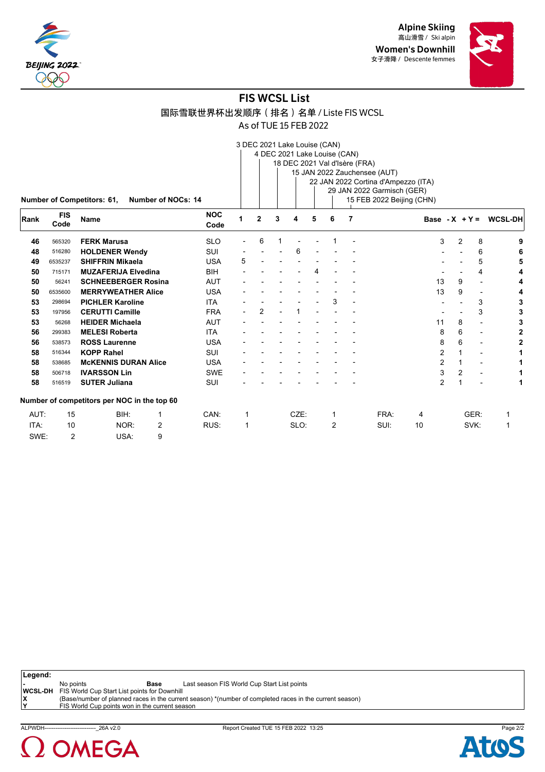Alpine Skiing
高山滑雪 / Ski alpin
**Women's Downhill**
女子滑降 / Descente femmes

# FIS WCSL List

国际雪联世界杯出发顺序（排名）名单 / Liste FIS WCSL

As of TUE 15 FEB 2022

1. 3 DEC 2021 Lake Louise (CAN)
2. 4 DEC 2021 Lake Louise (CAN)
3. 18 DEC 2021 Val d'Isère (FRA)
4. 15 JAN 2022 Zauchensee (AUT)
5. 22 JAN 2022 Cortina d'Ampezzo (ITA)
6. 29 JAN 2022 Garmisch (GER)
7. 15 FEB 2022 Beijing (CHN)

**Number of Competitors: 61, Number of NOCs: 14**

| Rank | FIS Code | Name | NOC Code | 1 | 2 | 3 | 4 | 5 | 6 | 7 | Base | -X | +Y = | WCSL-DH |
|---|---|---|---|---|---|---|---|---|---|---|---|---|---|---|
| 46 | 565320 | **FERK Marusa** | SLO | - | 6 | 1 | - | - | 1 | - | 3 | 2 | 8 | **9** |
| 48 | 516280 | **HOLDENER Wendy** | SUI | - | - | - | 6 | - | - | - | - | - | 6 | **6** |
| 49 | 6535237 | **SHIFFRIN Mikaela** | USA | 5 | - | - | - | - | - | - | - | - | 5 | **5** |
| 50 | 715171 | **MUZAFERIJA Elvedina** | BIH | - | - | - | - | 4 | - | - | - | - | 4 | **4** |
| 50 | 56241 | **SCHNEEBERGER Rosina** | AUT | - | - | - | - | - | - | - | 13 | 9 | - | **4** |
| 50 | 6535600 | **MERRYWEATHER Alice** | USA | - | - | - | - | - | - | - | 13 | 9 | - | **4** |
| 53 | 298694 | **PICHLER Karoline** | ITA | - | - | - | - | - | 3 | - | - | - | 3 | **3** |
| 53 | 197956 | **CERUTTI Camille** | FRA | - | 2 | - | 1 | - | - | - | - | - | 3 | **3** |
| 53 | 56268 | **HEIDER Michaela** | AUT | - | - | - | - | - | - | - | 11 | 8 | - | **3** |
| 56 | 299383 | **MELESI Roberta** | ITA | - | - | - | - | - | - | - | 8 | 6 | - | **2** |
| 56 | 538573 | **ROSS Laurenne** | USA | - | - | - | - | - | - | - | 8 | 6 | - | **2** |
| 58 | 516344 | **KOPP Rahel** | SUI | - | - | - | - | - | - | - | 2 | 1 | - | **1** |
| 58 | 538685 | **McKENNIS DURAN Alice** | USA | - | - | - | - | - | - | - | 2 | 1 | - | **1** |
| 58 | 506718 | **IVARSSON Lin** | SWE | - | - | - | - | - | - | - | 3 | 2 | - | **1** |
| 58 | 516519 | **SUTER Juliana** | SUI | - | - | - | - | - | - | - | 2 | 1 | - | **1** |

**Number of competitors per NOC in the top 60**

| | | | | | | | | | | | |
|---|---|---|---|---|---|---|---|---|---|---|---|
| AUT: | 15 | BIH: | 1 | CAN: | 1 | CZE: | 1 | FRA: | 4 | GER: | 1 |
| ITA: | 10 | NOR: | 2 | RUS: | 1 | SLO: | 2 | SUI: | 10 | SVK: | 1 |
| SWE: | 2 | USA: | 9 | | | | | | | | |

**Legend:**

| | | | |
|---|---|---|---|
| **-** | No points | **Base** | Last season FIS World Cup Start List points |
| **WCSL-DH** | FIS World Cup Start List points for Downhill | | |
| **X** | (Base/number of planned races in the current season) *(number of completed races in the current season) | | |
| **Y** | FIS World Cup points won in the current season | | |

ALPWDH---------------------------_26A v2.0 Report Created TUE 15 FEB 2022 13:25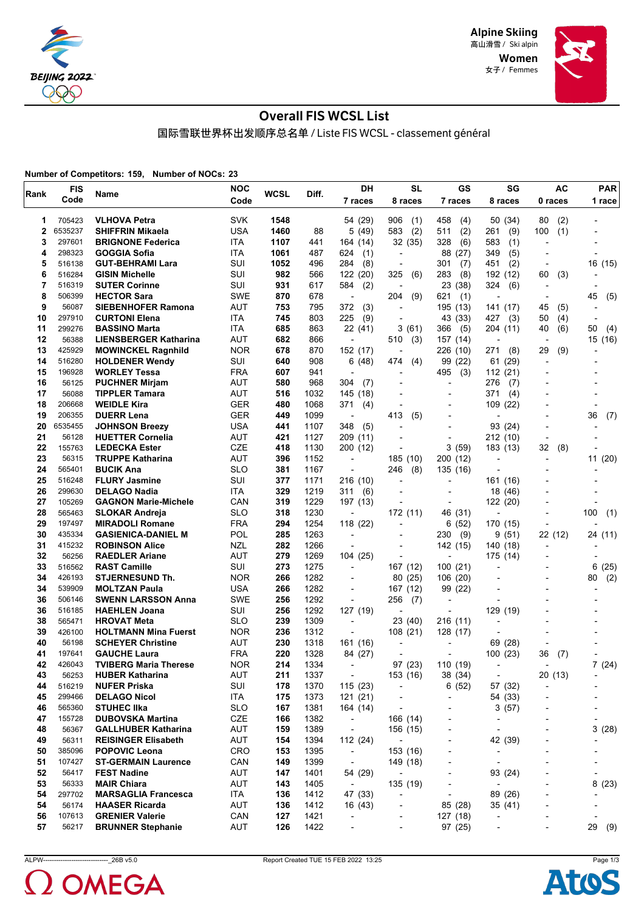Alpine Skiing
高山滑雪 / Ski alpin
Women
女子 / Femmes

# Overall FIS WCSL List

国际雪联世界杯出发顺序总名单 / Liste FIS WCSL - classement général

**Number of Competitors: 159, Number of NOCs: 23**

| Rank | FIS Code | Name | NOC Code | WCSL | Diff. | DH 7 races | SL 8 races | GS 7 races | SG 8 races | AC 0 races | PAR 1 race |
|---|---|---|---|---|---|---|---|---|---|---|---|
| 1 | 705423 | **VLHOVA Petra** | SVK | **1548** | | 54 (29) | 906 (1) | 458 (4) | 50 (34) | 80 (2) | - |
| 2 | 6535237 | **SHIFFRIN Mikaela** | USA | **1460** | 88 | 5 (49) | 583 (2) | 511 (2) | 261 (9) | 100 (1) | - |
| 3 | 297601 | **BRIGNONE Federica** | ITA | **1107** | 441 | 164 (14) | 32 (35) | 328 (6) | 583 (1) | - | - |
| 4 | 298323 | **GOGGIA Sofia** | ITA | **1061** | 487 | 624 (1) | - | 88 (27) | 349 (5) | - | - |
| 5 | 516138 | **GUT-BEHRAMI Lara** | SUI | **1052** | 496 | 284 (8) | - | 301 (7) | 451 (2) | - | 16 (15) |
| 6 | 516284 | **GISIN Michelle** | SUI | **982** | 566 | 122 (20) | 325 (6) | 283 (8) | 192 (12) | 60 (3) | - |
| 7 | 516319 | **SUTER Corinne** | SUI | **931** | 617 | 584 (2) | - | 23 (38) | 324 (6) | - | - |
| 8 | 506399 | **HECTOR Sara** | SWE | **870** | 678 | - | 204 (9) | 621 (1) | - | - | 45 (5) |
| 9 | 56087 | **SIEBENHOFER Ramona** | AUT | **753** | 795 | 372 (3) | - | 195 (13) | 141 (17) | 45 (5) | - |
| 10 | 297910 | **CURTONI Elena** | ITA | **745** | 803 | 225 (9) | - | 43 (33) | 427 (3) | 50 (4) | - |
| 11 | 299276 | **BASSINO Marta** | ITA | **685** | 863 | 22 (41) | 3 (61) | 366 (5) | 204 (11) | 40 (6) | 50 (4) |
| 12 | 56388 | **LIENSBERGER Katharina** | AUT | **682** | 866 | - | 510 (3) | 157 (14) | - | - | 15 (16) |
| 13 | 425929 | **MOWINCKEL Ragnhild** | NOR | **678** | 870 | 152 (17) | - | 226 (10) | 271 (8) | 29 (9) | - |
| 14 | 516280 | **HOLDENER Wendy** | SUI | **640** | 908 | 6 (48) | 474 (4) | 99 (22) | 61 (29) | - | - |
| 15 | 196928 | **WORLEY Tessa** | FRA | **607** | 941 | - | - | 495 (3) | 112 (21) | - | - |
| 16 | 56125 | **PUCHNER Mirjam** | AUT | **580** | 968 | 304 (7) | - | - | 276 (7) | - | - |
| 17 | 56088 | **TIPPLER Tamara** | AUT | **516** | 1032 | 145 (18) | - | - | 371 (4) | - | - |
| 18 | 206668 | **WEIDLE Kira** | GER | **480** | 1068 | 371 (4) | - | - | 109 (22) | - | - |
| 19 | 206355 | **DUERR Lena** | GER | **449** | 1099 | - | 413 (5) | - | - | - | 36 (7) |
| 20 | 6535455 | **JOHNSON Breezy** | USA | **441** | 1107 | 348 (5) | - | - | 93 (24) | - | - |
| 21 | 56128 | **HUETTER Cornelia** | AUT | **421** | 1127 | 209 (11) | - | - | 212 (10) | - | - |
| 22 | 155763 | **LEDECKA Ester** | CZE | **418** | 1130 | 200 (12) | - | 3 (59) | 183 (13) | 32 (8) | - |
| 23 | 56315 | **TRUPPE Katharina** | AUT | **396** | 1152 | - | 185 (10) | 200 (12) | - | - | 11 (20) |
| 24 | 565401 | **BUCIK Ana** | SLO | **381** | 1167 | - | 246 (8) | 135 (16) | - | - | - |
| 25 | 516248 | **FLURY Jasmine** | SUI | **377** | 1171 | 216 (10) | - | - | 161 (16) | - | - |
| 26 | 299630 | **DELAGO Nadia** | ITA | **329** | 1219 | 311 (6) | - | - | 18 (46) | - | - |
| 27 | 105269 | **GAGNON Marie-Michele** | CAN | **319** | 1229 | 197 (13) | - | - | 122 (20) | - | - |
| 28 | 565463 | **SLOKAR Andreja** | SLO | **318** | 1230 | - | 172 (11) | 46 (31) | - | - | 100 (1) |
| 29 | 197497 | **MIRADOLI Romane** | FRA | **294** | 1254 | 118 (22) | - | 6 (52) | 170 (15) | - | - |
| 30 | 435334 | **GASIENICA-DANIEL M** | POL | **285** | 1263 | - | - | 230 (9) | 9 (51) | 22 (12) | 24 (11) |
| 31 | 415232 | **ROBINSON Alice** | NZL | **282** | 1266 | - | - | 142 (15) | 140 (18) | - | - |
| 32 | 56256 | **RAEDLER Ariane** | AUT | **279** | 1269 | 104 (25) | - | - | 175 (14) | - | - |
| 33 | 516562 | **RAST Camille** | SUI | **273** | 1275 | - | 167 (12) | 100 (21) | - | - | 6 (25) |
| 34 | 426193 | **STJERNESUND Th.** | NOR | **266** | 1282 | - | 80 (25) | 106 (20) | - | - | 80 (2) |
| 34 | 539909 | **MOLTZAN Paula** | USA | **266** | 1282 | - | 167 (12) | 99 (22) | - | - | - |
| 36 | 506146 | **SWENN LARSSON Anna** | SWE | **256** | 1292 | - | 256 (7) | - | - | - | - |
| 36 | 516185 | **HAEHLEN Joana** | SUI | **256** | 1292 | 127 (19) | - | - | 129 (19) | - | - |
| 38 | 565471 | **HROVAT Meta** | SLO | **239** | 1309 | - | 23 (40) | 216 (11) | - | - | - |
| 39 | 426100 | **HOLTMANN Mina Fuerst** | NOR | **236** | 1312 | - | 108 (21) | 128 (17) | - | - | - |
| 40 | 56198 | **SCHEYER Christine** | AUT | **230** | 1318 | 161 (16) | - | - | 69 (28) | - | - |
| 41 | 197641 | **GAUCHE Laura** | FRA | **220** | 1328 | 84 (27) | - | - | 100 (23) | 36 (7) | - |
| 42 | 426043 | **TVIBERG Maria Therese** | NOR | **214** | 1334 | - | 97 (23) | 110 (19) | - | - | 7 (24) |
| 43 | 56253 | **HUBER Katharina** | AUT | **211** | 1337 | - | 153 (16) | 38 (34) | - | 20 (13) | - |
| 44 | 516219 | **NUFER Priska** | SUI | **178** | 1370 | 115 (23) | - | 6 (52) | 57 (32) | - | - |
| 45 | 299466 | **DELAGO Nicol** | ITA | **175** | 1373 | 121 (21) | - | - | 54 (33) | - | - |
| 46 | 565360 | **STUHEC Ilka** | SLO | **167** | 1381 | 164 (14) | - | - | 3 (57) | - | - |
| 47 | 155728 | **DUBOVSKA Martina** | CZE | **166** | 1382 | - | 166 (14) | - | - | - | - |
| 48 | 56367 | **GALLHUBER Katharina** | AUT | **159** | 1389 | - | 156 (15) | - | - | - | 3 (28) |
| 49 | 56311 | **REISINGER Elisabeth** | AUT | **154** | 1394 | 112 (24) | - | - | 42 (39) | - | - |
| 50 | 385096 | **POPOVIC Leona** | CRO | **153** | 1395 | - | 153 (16) | - | - | - | - |
| 51 | 107427 | **ST-GERMAIN Laurence** | CAN | **149** | 1399 | - | 149 (18) | - | - | - | - |
| 52 | 56417 | **FEST Nadine** | AUT | **147** | 1401 | 54 (29) | - | - | 93 (24) | - | - |
| 53 | 56333 | **MAIR Chiara** | AUT | **143** | 1405 | - | 135 (19) | - | - | - | 8 (23) |
| 54 | 297702 | **MARSAGLIA Francesca** | ITA | **136** | 1412 | 47 (33) | - | - | 89 (26) | - | - |
| 54 | 56174 | **HAASER Ricarda** | AUT | **136** | 1412 | 16 (43) | - | 85 (28) | 35 (41) | - | - |
| 56 | 107613 | **GRENIER Valerie** | CAN | **127** | 1421 | - | - | 127 (18) | - | - | - |
| 57 | 56217 | **BRUNNER Stephanie** | AUT | **126** | 1422 | - | - | 97 (25) | - | - | 29 (9) |

ALPW------------------------------_26B v5.0 Report Created TUE 15 FEB 2022 13:25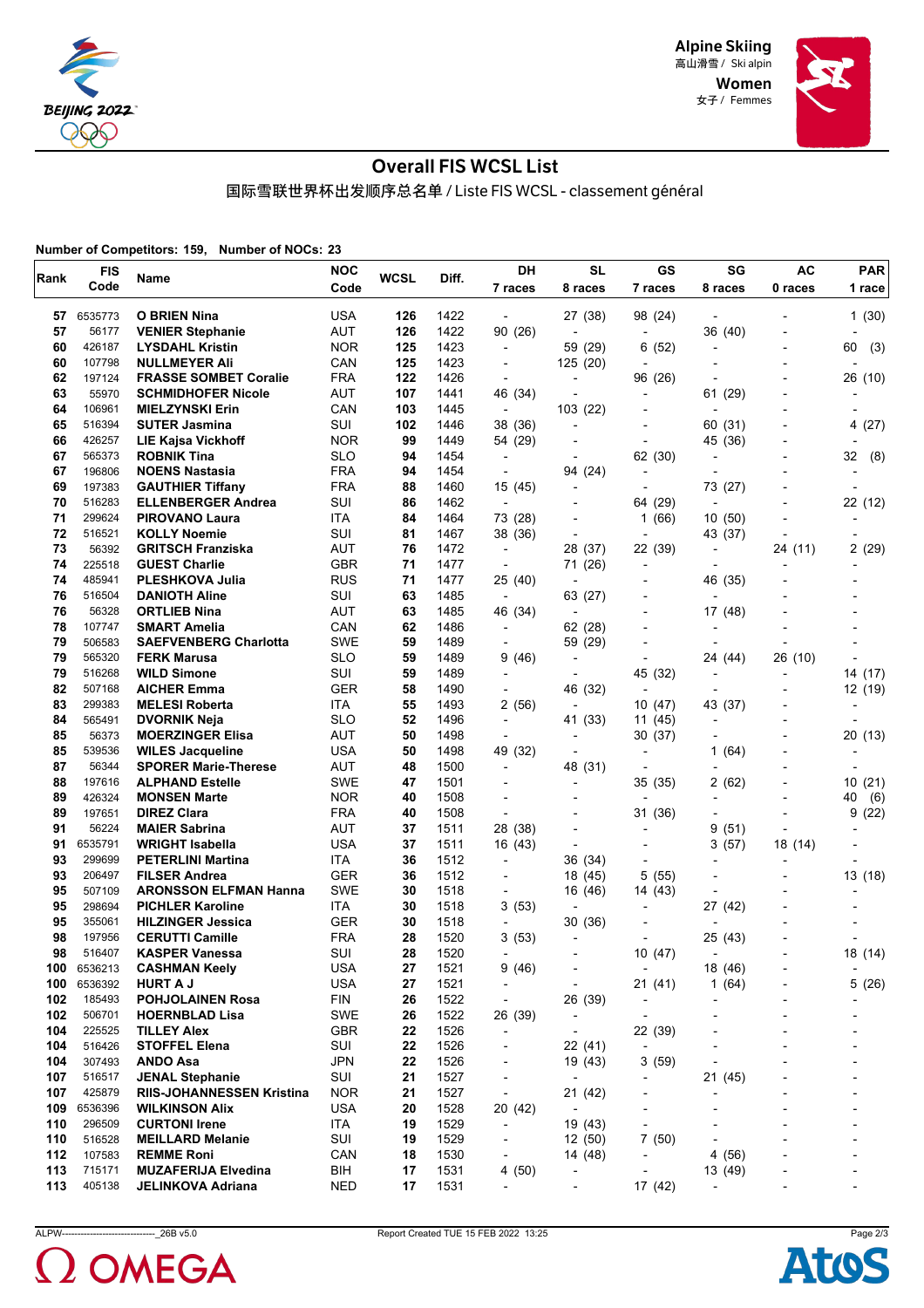Alpine Skiing
高山滑雪 / Ski alpin
Women
女子 / Femmes

# Overall FIS WCSL List

国际雪联世界杯出发顺序总名单 / Liste FIS WCSL - classement général

**Number of Competitors: 159, Number of NOCs: 23**

| Rank | FIS Code | Name | NOC Code | WCSL | Diff. | DH 7 races | SL 8 races | GS 7 races | SG 8 races | AC 0 races | PAR 1 race |
|---|---|---|---|---|---|---|---|---|---|---|---|
| 57 | 6535773 | O BRIEN Nina | USA | 126 | 1422 | - | 27 (38) | 98 (24) | - | - | 1 (30) |
| 57 | 56177 | VENIER Stephanie | AUT | 126 | 1422 | 90 (26) | - | - | 36 (40) | - | - |
| 60 | 426187 | LYSDAHL Kristin | NOR | 125 | 1423 | - | 59 (29) | 6 (52) | - | - | 60 (3) |
| 60 | 107798 | NULLMEYER Ali | CAN | 125 | 1423 | - | 125 (20) | - | - | - | - |
| 62 | 197124 | FRASSE SOMBET Coralie | FRA | 122 | 1426 | - | - | 96 (26) | - | - | 26 (10) |
| 63 | 55970 | SCHMIDHOFER Nicole | AUT | 107 | 1441 | 46 (34) | - | - | 61 (29) | - | - |
| 64 | 106961 | MIELZYNSKI Erin | CAN | 103 | 1445 | - | 103 (22) | - | - | - | - |
| 65 | 516394 | SUTER Jasmina | SUI | 102 | 1446 | 38 (36) | - | - | 60 (31) | - | 4 (27) |
| 66 | 426257 | LIE Kajsa Vickhoff | NOR | 99 | 1449 | 54 (29) | - | - | 45 (36) | - | - |
| 67 | 565373 | ROBNIK Tina | SLO | 94 | 1454 | - | - | 62 (30) | - | - | 32 (8) |
| 67 | 196806 | NOENS Nastasia | FRA | 94 | 1454 | - | 94 (24) | - | - | - | - |
| 69 | 197383 | GAUTHIER Tiffany | FRA | 88 | 1460 | 15 (45) | - | - | 73 (27) | - | - |
| 70 | 516283 | ELLENBERGER Andrea | SUI | 86 | 1462 | - | - | 64 (29) | - | - | 22 (12) |
| 71 | 299624 | PIROVANO Laura | ITA | 84 | 1464 | 73 (28) | - | 1 (66) | 10 (50) | - | - |
| 72 | 516521 | KOLLY Noemie | SUI | 81 | 1467 | 38 (36) | - | - | 43 (37) | - | - |
| 73 | 56392 | GRITSCH Franziska | AUT | 76 | 1472 | - | 28 (37) | 22 (39) | - | 24 (11) | 2 (29) |
| 74 | 225518 | GUEST Charlie | GBR | 71 | 1477 | - | 71 (26) | - | - | - | - |
| 74 | 485941 | PLESHKOVA Julia | RUS | 71 | 1477 | 25 (40) | - | - | 46 (35) | - | - |
| 76 | 516504 | DANIOTH Aline | SUI | 63 | 1485 | - | 63 (27) | - | - | - | - |
| 76 | 56328 | ORTLIEB Nina | AUT | 63 | 1485 | 46 (34) | - | - | 17 (48) | - | - |
| 78 | 107747 | SMART Amelia | CAN | 62 | 1486 | - | 62 (28) | - | - | - | - |
| 79 | 506583 | SAEFVENBERG Charlotta | SWE | 59 | 1489 | - | 59 (29) | - | - | - | - |
| 79 | 565320 | FERK Marusa | SLO | 59 | 1489 | 9 (46) | - | - | 24 (44) | 26 (10) | - |
| 79 | 516268 | WILD Simone | SUI | 59 | 1489 | - | - | 45 (32) | - | - | 14 (17) |
| 82 | 507168 | AICHER Emma | GER | 58 | 1490 | - | 46 (32) | - | - | - | 12 (19) |
| 83 | 299383 | MELESI Roberta | ITA | 55 | 1493 | 2 (56) | - | 10 (47) | 43 (37) | - | - |
| 84 | 565491 | DVORNIK Neja | SLO | 52 | 1496 | - | 41 (33) | 11 (45) | - | - | - |
| 85 | 56373 | MOERZINGER Elisa | AUT | 50 | 1498 | - | - | 30 (37) | - | - | 20 (13) |
| 85 | 539536 | WILES Jacqueline | USA | 50 | 1498 | 49 (32) | - | - | 1 (64) | - | - |
| 87 | 56344 | SPORER Marie-Therese | AUT | 48 | 1500 | - | 48 (31) | - | - | - | - |
| 88 | 197616 | ALPHAND Estelle | SWE | 47 | 1501 | - | - | 35 (35) | 2 (62) | - | 10 (21) |
| 89 | 426324 | MONSEN Marte | NOR | 40 | 1508 | - | - | - | - | - | 40 (6) |
| 89 | 197651 | DIREZ Clara | FRA | 40 | 1508 | - | - | 31 (36) | - | - | 9 (22) |
| 91 | 56224 | MAIER Sabrina | AUT | 37 | 1511 | 28 (38) | - | - | 9 (51) | - | - |
| 91 | 6535791 | WRIGHT Isabella | USA | 37 | 1511 | 16 (43) | - | - | 3 (57) | 18 (14) | - |
| 93 | 299699 | PETERLINI Martina | ITA | 36 | 1512 | - | 36 (34) | - | - | - | - |
| 93 | 206497 | FILSER Andrea | GER | 36 | 1512 | - | 18 (45) | 5 (55) | - | - | 13 (18) |
| 95 | 507109 | ARONSSON ELFMAN Hanna | SWE | 30 | 1518 | - | 16 (46) | 14 (43) | - | - | - |
| 95 | 298694 | PICHLER Karoline | ITA | 30 | 1518 | 3 (53) | - | - | 27 (42) | - | - |
| 95 | 355061 | HILZINGER Jessica | GER | 30 | 1518 | - | 30 (36) | - | - | - | - |
| 98 | 197956 | CERUTTI Camille | FRA | 28 | 1520 | 3 (53) | - | - | 25 (43) | - | - |
| 98 | 516407 | KASPER Vanessa | SUI | 28 | 1520 | - | - | 10 (47) | - | - | 18 (14) |
| 100 | 6536213 | CASHMAN Keely | USA | 27 | 1521 | 9 (46) | - | - | 18 (46) | - | - |
| 100 | 6536392 | HURT A J | USA | 27 | 1521 | - | - | 21 (41) | 1 (64) | - | 5 (26) |
| 102 | 185493 | POHJOLAINEN Rosa | FIN | 26 | 1522 | - | 26 (39) | - | - | - | - |
| 102 | 506701 | HOERNBLAD Lisa | SWE | 26 | 1522 | 26 (39) | - | - | - | - | - |
| 104 | 225525 | TILLEY Alex | GBR | 22 | 1526 | - | - | 22 (39) | - | - | - |
| 104 | 516426 | STOFFEL Elena | SUI | 22 | 1526 | - | 22 (41) | - | - | - | - |
| 104 | 307493 | ANDO Asa | JPN | 22 | 1526 | - | 19 (43) | 3 (59) | - | - | - |
| 107 | 516517 | JENAL Stephanie | SUI | 21 | 1527 | - | - | - | 21 (45) | - | - |
| 107 | 425879 | RIIS-JOHANNESSEN Kristina | NOR | 21 | 1527 | - | 21 (42) | - | - | - | - |
| 109 | 6536396 | WILKINSON Alix | USA | 20 | 1528 | 20 (42) | - | - | - | - | - |
| 110 | 296509 | CURTONI Irene | ITA | 19 | 1529 | - | 19 (43) | - | - | - | - |
| 110 | 516528 | MEILLARD Melanie | SUI | 19 | 1529 | - | 12 (50) | 7 (50) | - | - | - |
| 112 | 107583 | REMME Roni | CAN | 18 | 1530 | - | 14 (48) | - | 4 (56) | - | - |
| 113 | 715171 | MUZAFERIJA Elvedina | BIH | 17 | 1531 | 4 (50) | - | - | 13 (49) | - | - |
| 113 | 405138 | JELINKOVA Adriana | NED | 17 | 1531 | - | - | 17 (42) | - | - | - |

ALPW----------------------------_26B v5.0 Report Created TUE 15 FEB 2022 13:25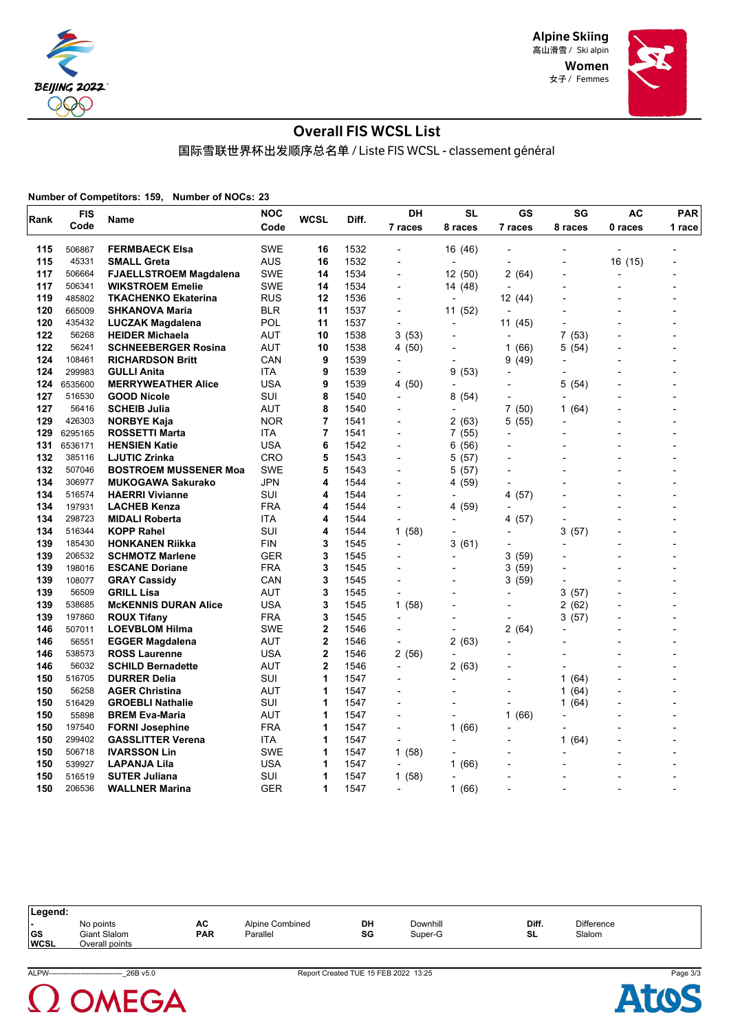Alpine Skiing
高山滑雪 / Ski alpin

Women
女子 / Femmes

# Overall FIS WCSL List

国际雪联世界杯出发顺序总名单 / Liste FIS WCSL - classement général

**Number of Competitors: 159, Number of NOCs: 23**

| Rank | FIS Code | Name | NOC Code | WCSL | Diff. | DH 7 races | SL 8 races | GS 7 races | SG 8 races | AC 0 races | PAR 1 race |
|---|---|---|---|---|---|---|---|---|---|---|---|
| 115 | 506867 | **FERMBAECK Elsa** | SWE | 16 | 1532 | - | 16 (46) | - | - | - | - |
| 115 | 45331 | **SMALL Greta** | AUS | 16 | 1532 | - | - | - | - | 16 (15) | - |
| 117 | 506664 | **FJAELLSTROEM Magdalena** | SWE | 14 | 1534 | - | 12 (50) | 2 (64) | - | - | - |
| 117 | 506341 | **WIKSTROEM Emelie** | SWE | 14 | 1534 | - | 14 (48) | - | - | - | - |
| 119 | 485802 | **TKACHENKO Ekaterina** | RUS | 12 | 1536 | - | - | 12 (44) | - | - | - |
| 120 | 665009 | **SHKANOVA Maria** | BLR | 11 | 1537 | - | 11 (52) | - | - | - | - |
| 120 | 435432 | **LUCZAK Magdalena** | POL | 11 | 1537 | - | - | 11 (45) | - | - | - |
| 122 | 56268 | **HEIDER Michaela** | AUT | 10 | 1538 | 3 (53) | - | - | 7 (53) | - | - |
| 122 | 56241 | **SCHNEEBERGER Rosina** | AUT | 10 | 1538 | 4 (50) | - | 1 (66) | 5 (54) | - | - |
| 124 | 108461 | **RICHARDSON Britt** | CAN | 9 | 1539 | - | - | 9 (49) | - | - | - |
| 124 | 299983 | **GULLI Anita** | ITA | 9 | 1539 | - | 9 (53) | - | - | - | - |
| 124 | 6535600 | **MERRYWEATHER Alice** | USA | 9 | 1539 | 4 (50) | - | - | 5 (54) | - | - |
| 127 | 516530 | **GOOD Nicole** | SUI | 8 | 1540 | - | 8 (54) | - | - | - | - |
| 127 | 56416 | **SCHEIB Julia** | AUT | 8 | 1540 | - | - | 7 (50) | 1 (64) | - | - |
| 129 | 426303 | **NORBYE Kaja** | NOR | 7 | 1541 | - | 2 (63) | 5 (55) | - | - | - |
| 129 | 6295165 | **ROSSETTI Marta** | ITA | 7 | 1541 | - | 7 (55) | - | - | - | - |
| 131 | 6536171 | **HENSIEN Katie** | USA | 6 | 1542 | - | 6 (56) | - | - | - | - |
| 132 | 385116 | **LJUTIC Zrinka** | CRO | 5 | 1543 | - | 5 (57) | - | - | - | - |
| 132 | 507046 | **BOSTROEM MUSSENER Moa** | SWE | 5 | 1543 | - | 5 (57) | - | - | - | - |
| 134 | 306977 | **MUKOGAWA Sakurako** | JPN | 4 | 1544 | - | 4 (59) | - | - | - | - |
| 134 | 516574 | **HAERRI Vivianne** | SUI | 4 | 1544 | - | - | 4 (57) | - | - | - |
| 134 | 197931 | **LACHEB Kenza** | FRA | 4 | 1544 | - | 4 (59) | - | - | - | - |
| 134 | 298723 | **MIDALI Roberta** | ITA | 4 | 1544 | - | - | 4 (57) | - | - | - |
| 134 | 516344 | **KOPP Rahel** | SUI | 4 | 1544 | 1 (58) | - | - | 3 (57) | - | - |
| 139 | 185430 | **HONKANEN Riikka** | FIN | 3 | 1545 | - | 3 (61) | - | - | - | - |
| 139 | 206532 | **SCHMOTZ Marlene** | GER | 3 | 1545 | - | - | 3 (59) | - | - | - |
| 139 | 198016 | **ESCANE Doriane** | FRA | 3 | 1545 | - | - | 3 (59) | - | - | - |
| 139 | 108077 | **GRAY Cassidy** | CAN | 3 | 1545 | - | - | 3 (59) | - | - | - |
| 139 | 56509 | **GRILL Lisa** | AUT | 3 | 1545 | - | - | - | 3 (57) | - | - |
| 139 | 538685 | **McKENNIS DURAN Alice** | USA | 3 | 1545 | 1 (58) | - | - | 2 (62) | - | - |
| 139 | 197860 | **ROUX Tifany** | FRA | 3 | 1545 | - | - | - | 3 (57) | - | - |
| 146 | 507011 | **LOEVBLOM Hilma** | SWE | 2 | 1546 | - | - | 2 (64) | - | - | - |
| 146 | 56551 | **EGGER Magdalena** | AUT | 2 | 1546 | - | 2 (63) | - | - | - | - |
| 146 | 538573 | **ROSS Laurenne** | USA | 2 | 1546 | 2 (56) | - | - | - | - | - |
| 146 | 56032 | **SCHILD Bernadette** | AUT | 2 | 1546 | - | 2 (63) | - | - | - | - |
| 150 | 516705 | **DURRER Delia** | SUI | 1 | 1547 | - | - | - | 1 (64) | - | - |
| 150 | 56258 | **AGER Christina** | AUT | 1 | 1547 | - | - | - | 1 (64) | - | - |
| 150 | 516429 | **GROEBLI Nathalie** | SUI | 1 | 1547 | - | - | - | 1 (64) | - | - |
| 150 | 55898 | **BREM Eva-Maria** | AUT | 1 | 1547 | - | - | 1 (66) | - | - | - |
| 150 | 197540 | **FORNI Josephine** | FRA | 1 | 1547 | - | 1 (66) | - | - | - | - |
| 150 | 299402 | **GASSLITTER Verena** | ITA | 1 | 1547 | - | - | - | 1 (64) | - | - |
| 150 | 506718 | **IVARSSON Lin** | SWE | 1 | 1547 | 1 (58) | - | - | - | - | - |
| 150 | 539927 | **LAPANJA Lila** | USA | 1 | 1547 | - | 1 (66) | - | - | - | - |
| 150 | 516519 | **SUTER Juliana** | SUI | 1 | 1547 | 1 (58) | - | - | - | - | - |
| 150 | 206536 | **WALLNER Marina** | GER | 1 | 1547 | - | 1 (66) | - | - | - | - |

**Legend:**

| | | | | | | | |
|---|---|---|---|---|---|---|---|
| **-** | No points | **AC** | Alpine Combined | **DH** | Downhill | **Diff.** | Difference |
| **GS** | Giant Slalom | **PAR** | Parallel | **SG** | Super-G | **SL** | Slalom |
| **WCSL** | Overall points | | | | | | |

ALPW------------------------------_26B v5.0 Report Created TUE 15 FEB 2022 13:25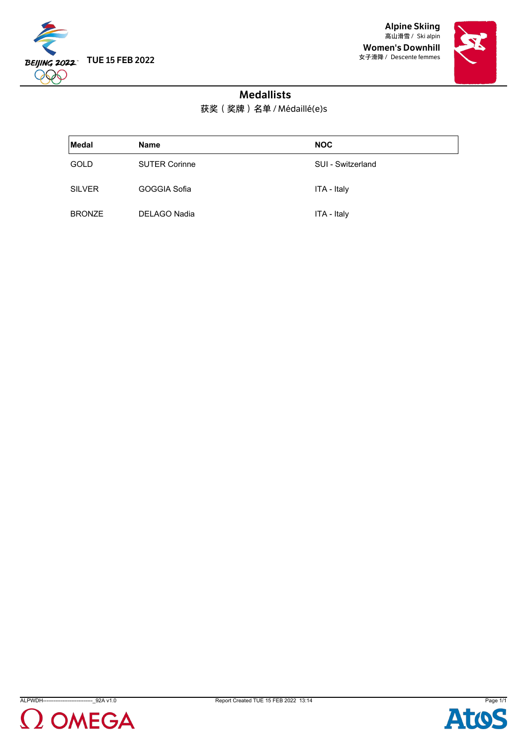TUE 15 FEB 2022

**Alpine Skiing**
高山滑雪 / Ski alpin

**Women's Downhill**
女子滑降 / Descente femmes

## Medallists

获奖（奖牌）名单 / Médaillé(e)s

| Medal | Name | NOC |
|---|---|---|
| GOLD | SUTER Corinne | SUI - Switzerland |
| SILVER | GOGGIA Sofia | ITA - Italy |
| BRONZE | DELAGO Nadia | ITA - Italy |

ALPWDH---------------------------_92A v1.0 Report Created TUE 15 FEB 2022 13:14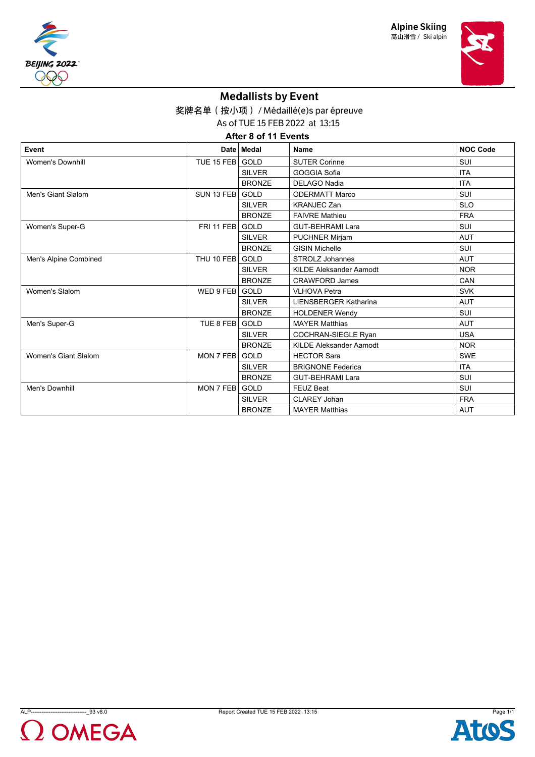Alpine Skiing
高山滑雪 / Ski alpin

# Medallists by Event

奖牌名单（按小项）/ Médaillé(e)s par épreuve

As of TUE 15 FEB 2022 at 13:15

**After 8 of 11 Events**

| Event | Date | Medal | Name | NOC Code |
|---|---|---|---|---|
| Women's Downhill | TUE 15 FEB | GOLD | SUTER Corinne | SUI |
| | | SILVER | GOGGIA Sofia | ITA |
| | | BRONZE | DELAGO Nadia | ITA |
| Men's Giant Slalom | SUN 13 FEB | GOLD | ODERMATT Marco | SUI |
| | | SILVER | KRANJEC Zan | SLO |
| | | BRONZE | FAIVRE Mathieu | FRA |
| Women's Super-G | FRI 11 FEB | GOLD | GUT-BEHRAMI Lara | SUI |
| | | SILVER | PUCHNER Mirjam | AUT |
| | | BRONZE | GISIN Michelle | SUI |
| Men's Alpine Combined | THU 10 FEB | GOLD | STROLZ Johannes | AUT |
| | | SILVER | KILDE Aleksander Aamodt | NOR |
| | | BRONZE | CRAWFORD James | CAN |
| Women's Slalom | WED 9 FEB | GOLD | VLHOVA Petra | SVK |
| | | SILVER | LIENSBERGER Katharina | AUT |
| | | BRONZE | HOLDENER Wendy | SUI |
| Men's Super-G | TUE 8 FEB | GOLD | MAYER Matthias | AUT |
| | | SILVER | COCHRAN-SIEGLE Ryan | USA |
| | | BRONZE | KILDE Aleksander Aamodt | NOR |
| Women's Giant Slalom | MON 7 FEB | GOLD | HECTOR Sara | SWE |
| | | SILVER | BRIGNONE Federica | ITA |
| | | BRONZE | GUT-BEHRAMI Lara | SUI |
| Men's Downhill | MON 7 FEB | GOLD | FEUZ Beat | SUI |
| | | SILVER | CLAREY Johan | FRA |
| | | BRONZE | MAYER Matthias | AUT |

ALP-------------------------------_93 v8.0 Report Created TUE 15 FEB 2022 13:15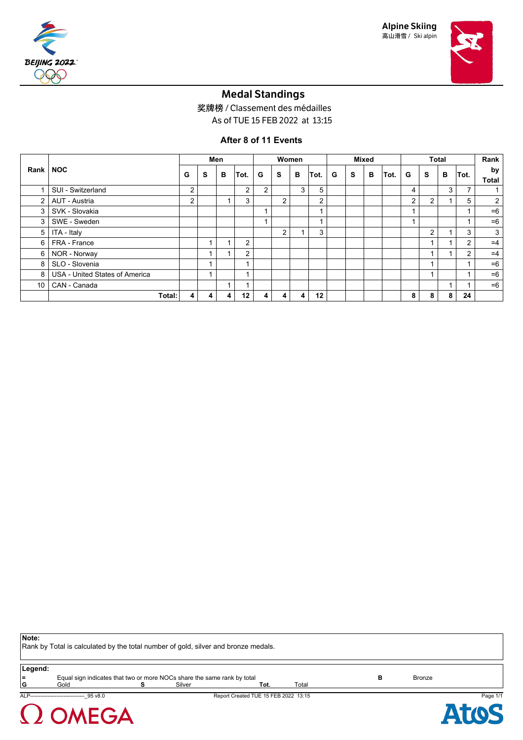Alpine Skiing
高山滑雪 / Ski alpin

# Medal Standings

奖牌榜 / Classement des médailles
As of TUE 15 FEB 2022 at 13:15

### After 8 of 11 Events

| Rank | NOC | Men | | | | Women | | | | Mixed | | | | Total | | | | Rank by Total |
|---|---|---|---|---|---|---|---|---|---|---|---|---|---|---|---|---|---|---|
| | | G | S | B | Tot. | G | S | B | Tot. | G | S | B | Tot. | G | S | B | Tot. | |
| 1 | SUI - Switzerland | 2 | | | 2 | 2 | | 3 | 5 | | | | | 4 | | 3 | 7 | 1 |
| 2 | AUT - Austria | 2 | | 1 | 3 | | 2 | | 2 | | | | | 2 | 2 | 1 | 5 | 2 |
| 3 | SVK - Slovakia | | | | | 1 | | | 1 | | | | | 1 | | | 1 | =6 |
| 3 | SWE - Sweden | | | | | 1 | | | 1 | | | | | 1 | | | 1 | =6 |
| 5 | ITA - Italy | | | | | | 2 | 1 | 3 | | | | | | 2 | 1 | 3 | 3 |
| 6 | FRA - France | | 1 | 1 | 2 | | | | | | | | | | 1 | 1 | 2 | =4 |
| 6 | NOR - Norway | | 1 | 1 | 2 | | | | | | | | | | 1 | 1 | 2 | =4 |
| 8 | SLO - Slovenia | | 1 | | 1 | | | | | | | | | | 1 | | 1 | =6 |
| 8 | USA - United States of America | | 1 | | 1 | | | | | | | | | | 1 | | 1 | =6 |
| 10 | CAN - Canada | | | 1 | 1 | | | | | | | | | | | 1 | 1 | =6 |
| | **Total:** | **4** | **4** | **4** | **12** | **4** | **4** | **4** | **12** | | | | | **8** | **8** | **8** | **24** | |

**Note:**
Rank by Total is calculated by the total number of gold, silver and bronze medals.

**Legend:**

= Equal sign indicates that two or more NOCs share the same rank by total
G Gold
S Silver
B Bronze
Tot. Total

ALP------------------------------- _95 v8.0 Report Created TUE 15 FEB 2022 13:15